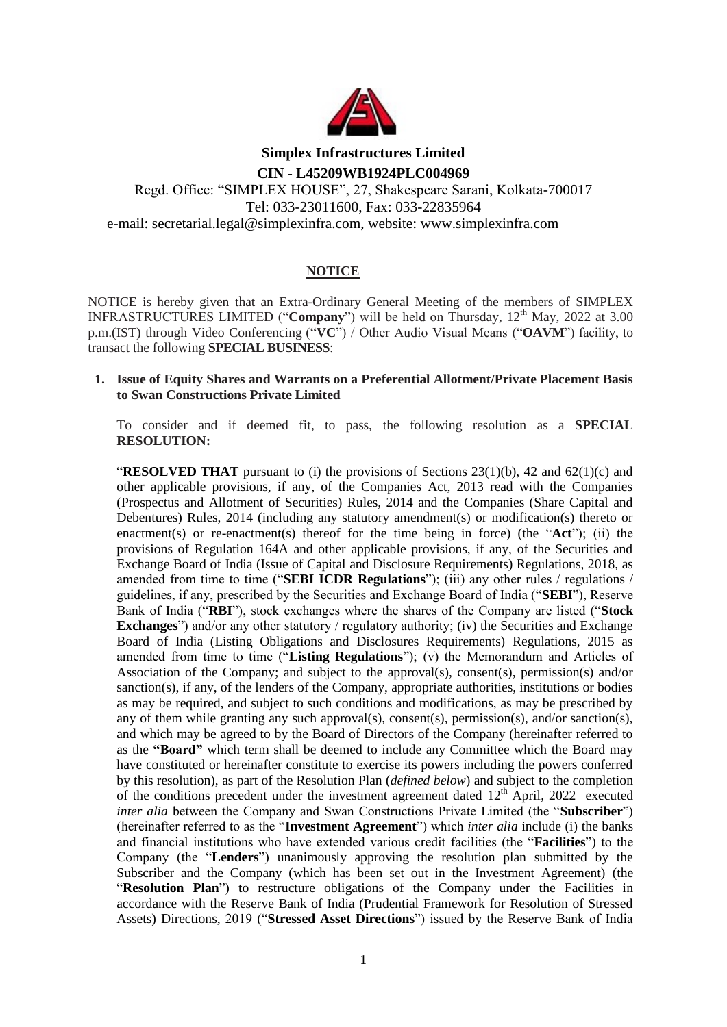**Simplex Infrastructures Limited**

**CIN - L45209WB1924PLC004969**

Regd. Office: "SIMPLEX HOUSE", 27, Shakespeare Sarani, Kolkata-700017

Tel: 033-23011600, Fax: 033-22835964

e-mail: secretarial.legal@simplexinfra.com, website: www.simplexinfra.com

## NOTICE

NOTICE is hereby given that an Extra-Ordinary General Meeting of the members of SIMPLEX INFRASTRUCTURES LIMITED ("**Company**") will be held on Thursday, 12th May, 2022 at 3.00 p.m.(IST) through Video Conferencing ("**VC**") / Other Audio Visual Means ("**OAVM**") facility, to transact the following **SPECIAL BUSINESS**:

1. **Issue of Equity Shares and Warrants on a Preferential Allotment/Private Placement Basis to Swan Constructions Private Limited**

   To consider and if deemed fit, to pass, the following resolution as a **SPECIAL RESOLUTION:**

   "**RESOLVED THAT** pursuant to (i) the provisions of Sections 23(1)(b), 42 and 62(1)(c) and other applicable provisions, if any, of the Companies Act, 2013 read with the Companies (Prospectus and Allotment of Securities) Rules, 2014 and the Companies (Share Capital and Debentures) Rules, 2014 (including any statutory amendment(s) or modification(s) thereto or enactment(s) or re-enactment(s) thereof for the time being in force) (the "**Act**"); (ii) the provisions of Regulation 164A and other applicable provisions, if any, of the Securities and Exchange Board of India (Issue of Capital and Disclosure Requirements) Regulations, 2018, as amended from time to time ("**SEBI ICDR Regulations**"); (iii) any other rules / regulations / guidelines, if any, prescribed by the Securities and Exchange Board of India ("**SEBI**"), Reserve Bank of India ("**RBI**"), stock exchanges where the shares of the Company are listed ("**Stock Exchanges**") and/or any other statutory / regulatory authority; (iv) the Securities and Exchange Board of India (Listing Obligations and Disclosures Requirements) Regulations, 2015 as amended from time to time ("**Listing Regulations**"); (v) the Memorandum and Articles of Association of the Company; and subject to the approval(s), consent(s), permission(s) and/or sanction(s), if any, of the lenders of the Company, appropriate authorities, institutions or bodies as may be required, and subject to such conditions and modifications, as may be prescribed by any of them while granting any such approval(s), consent(s), permission(s), and/or sanction(s), and which may be agreed to by the Board of Directors of the Company (hereinafter referred to as the **"Board"** which term shall be deemed to include any Committee which the Board may have constituted or hereinafter constitute to exercise its powers including the powers conferred by this resolution), as part of the Resolution Plan (*defined below*) and subject to the completion of the conditions precedent under the investment agreement dated 12th April, 2022 executed *inter alia* between the Company and Swan Constructions Private Limited (the "**Subscriber**") (hereinafter referred to as the "**Investment Agreement**") which *inter alia* include (i) the banks and financial institutions who have extended various credit facilities (the "**Facilities**") to the Company (the "**Lenders**") unanimously approving the resolution plan submitted by the Subscriber and the Company (which has been set out in the Investment Agreement) (the "**Resolution Plan**") to restructure obligations of the Company under the Facilities in accordance with the Reserve Bank of India (Prudential Framework for Resolution of Stressed Assets) Directions, 2019 ("**Stressed Asset Directions**") issued by the Reserve Bank of India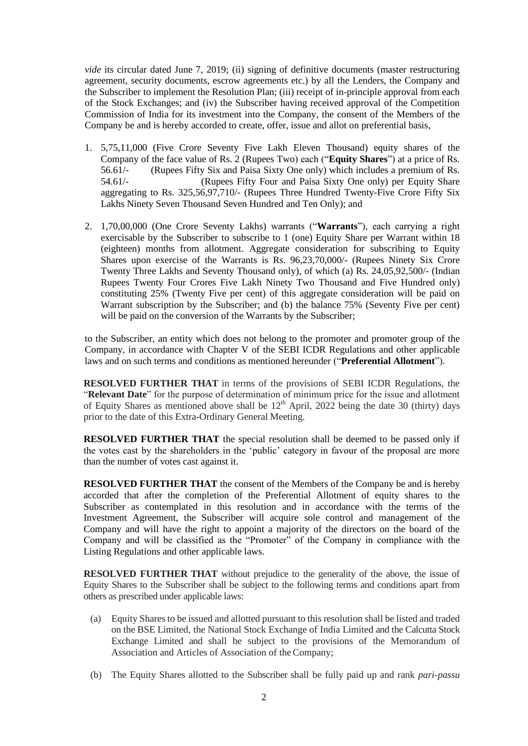*vide* its circular dated June 7, 2019; (ii) signing of definitive documents (master restructuring agreement, security documents, escrow agreements etc.) by all the Lenders, the Company and the Subscriber to implement the Resolution Plan; (iii) receipt of in-principle approval from each of the Stock Exchanges; and (iv) the Subscriber having received approval of the Competition Commission of India for its investment into the Company, the consent of the Members of the Company be and is hereby accorded to create, offer, issue and allot on preferential basis,

1. 5,75,11,000 (Five Crore Seventy Five Lakh Eleven Thousand) equity shares of the Company of the face value of Rs. 2 (Rupees Two) each ("**Equity Shares**") at a price of Rs. 56.61/- (Rupees Fifty Six and Paisa Sixty One only) which includes a premium of Rs. 54.61/- (Rupees Fifty Four and Paisa Sixty One only) per Equity Share aggregating to Rs. 325,56,97,710/- (Rupees Three Hundred Twenty-Five Crore Fifty Six Lakhs Ninety Seven Thousand Seven Hundred and Ten Only); and

2. 1,70,00,000 (One Crore Seventy Lakhs) warrants ("**Warrants**"), each carrying a right exercisable by the Subscriber to subscribe to 1 (one) Equity Share per Warrant within 18 (eighteen) months from allotment. Aggregate consideration for subscribing to Equity Shares upon exercise of the Warrants is Rs. 96,23,70,000/- (Rupees Ninety Six Crore Twenty Three Lakhs and Seventy Thousand only), of which (a) Rs. 24,05,92,500/- (Indian Rupees Twenty Four Crores Five Lakh Ninety Two Thousand and Five Hundred only) constituting 25% (Twenty Five per cent) of this aggregate consideration will be paid on Warrant subscription by the Subscriber; and (b) the balance 75% (Seventy Five per cent) will be paid on the conversion of the Warrants by the Subscriber;

to the Subscriber, an entity which does not belong to the promoter and promoter group of the Company, in accordance with Chapter V of the SEBI ICDR Regulations and other applicable laws and on such terms and conditions as mentioned hereunder ("**Preferential Allotment**").

**RESOLVED FURTHER THAT** in terms of the provisions of SEBI ICDR Regulations, the "**Relevant Date**" for the purpose of determination of minimum price for the issue and allotment of Equity Shares as mentioned above shall be 12th April, 2022 being the date 30 (thirty) days prior to the date of this Extra-Ordinary General Meeting.

**RESOLVED FURTHER THAT** the special resolution shall be deemed to be passed only if the votes cast by the shareholders in the 'public' category in favour of the proposal are more than the number of votes cast against it.

**RESOLVED FURTHER THAT** the consent of the Members of the Company be and is hereby accorded that after the completion of the Preferential Allotment of equity shares to the Subscriber as contemplated in this resolution and in accordance with the terms of the Investment Agreement, the Subscriber will acquire sole control and management of the Company and will have the right to appoint a majority of the directors on the board of the Company and will be classified as the "Promoter" of the Company in compliance with the Listing Regulations and other applicable laws.

**RESOLVED FURTHER THAT** without prejudice to the generality of the above, the issue of Equity Shares to the Subscriber shall be subject to the following terms and conditions apart from others as prescribed under applicable laws:

(a) Equity Shares to be issued and allotted pursuant to this resolution shall be listed and traded on the BSE Limited, the National Stock Exchange of India Limited and the Calcutta Stock Exchange Limited and shall be subject to the provisions of the Memorandum of Association and Articles of Association of the Company;

(b) The Equity Shares allotted to the Subscriber shall be fully paid up and rank *pari-passu*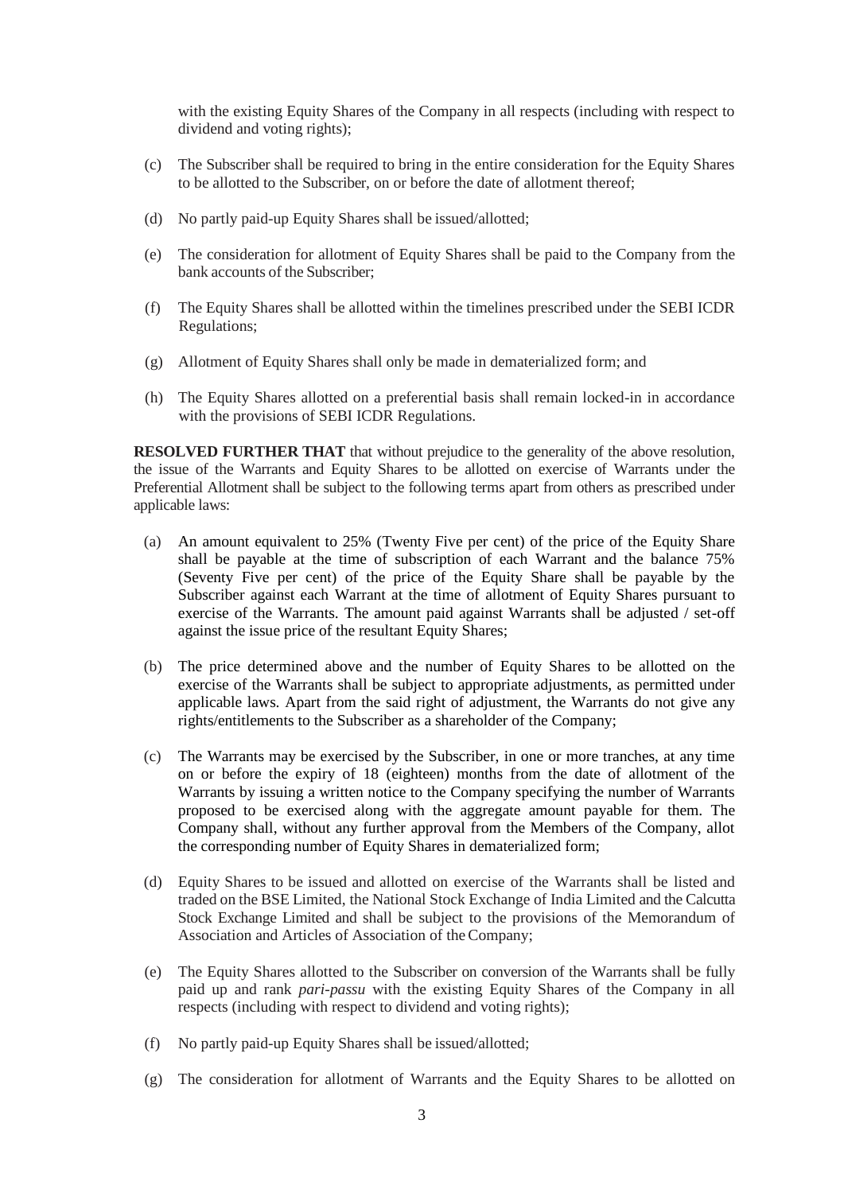with the existing Equity Shares of the Company in all respects (including with respect to dividend and voting rights);

(c) The Subscriber shall be required to bring in the entire consideration for the Equity Shares to be allotted to the Subscriber, on or before the date of allotment thereof;

(d) No partly paid-up Equity Shares shall be issued/allotted;

(e) The consideration for allotment of Equity Shares shall be paid to the Company from the bank accounts of the Subscriber;

(f) The Equity Shares shall be allotted within the timelines prescribed under the SEBI ICDR Regulations;

(g) Allotment of Equity Shares shall only be made in dematerialized form; and

(h) The Equity Shares allotted on a preferential basis shall remain locked-in in accordance with the provisions of SEBI ICDR Regulations.

**RESOLVED FURTHER THAT** that without prejudice to the generality of the above resolution, the issue of the Warrants and Equity Shares to be allotted on exercise of Warrants under the Preferential Allotment shall be subject to the following terms apart from others as prescribed under applicable laws:

(a) An amount equivalent to 25% (Twenty Five per cent) of the price of the Equity Share shall be payable at the time of subscription of each Warrant and the balance 75% (Seventy Five per cent) of the price of the Equity Share shall be payable by the Subscriber against each Warrant at the time of allotment of Equity Shares pursuant to exercise of the Warrants. The amount paid against Warrants shall be adjusted / set-off against the issue price of the resultant Equity Shares;

(b) The price determined above and the number of Equity Shares to be allotted on the exercise of the Warrants shall be subject to appropriate adjustments, as permitted under applicable laws. Apart from the said right of adjustment, the Warrants do not give any rights/entitlements to the Subscriber as a shareholder of the Company;

(c) The Warrants may be exercised by the Subscriber, in one or more tranches, at any time on or before the expiry of 18 (eighteen) months from the date of allotment of the Warrants by issuing a written notice to the Company specifying the number of Warrants proposed to be exercised along with the aggregate amount payable for them. The Company shall, without any further approval from the Members of the Company, allot the corresponding number of Equity Shares in dematerialized form;

(d) Equity Shares to be issued and allotted on exercise of the Warrants shall be listed and traded on the BSE Limited, the National Stock Exchange of India Limited and the Calcutta Stock Exchange Limited and shall be subject to the provisions of the Memorandum of Association and Articles of Association of the Company;

(e) The Equity Shares allotted to the Subscriber on conversion of the Warrants shall be fully paid up and rank *pari-passu* with the existing Equity Shares of the Company in all respects (including with respect to dividend and voting rights);

(f) No partly paid-up Equity Shares shall be issued/allotted;

(g) The consideration for allotment of Warrants and the Equity Shares to be allotted on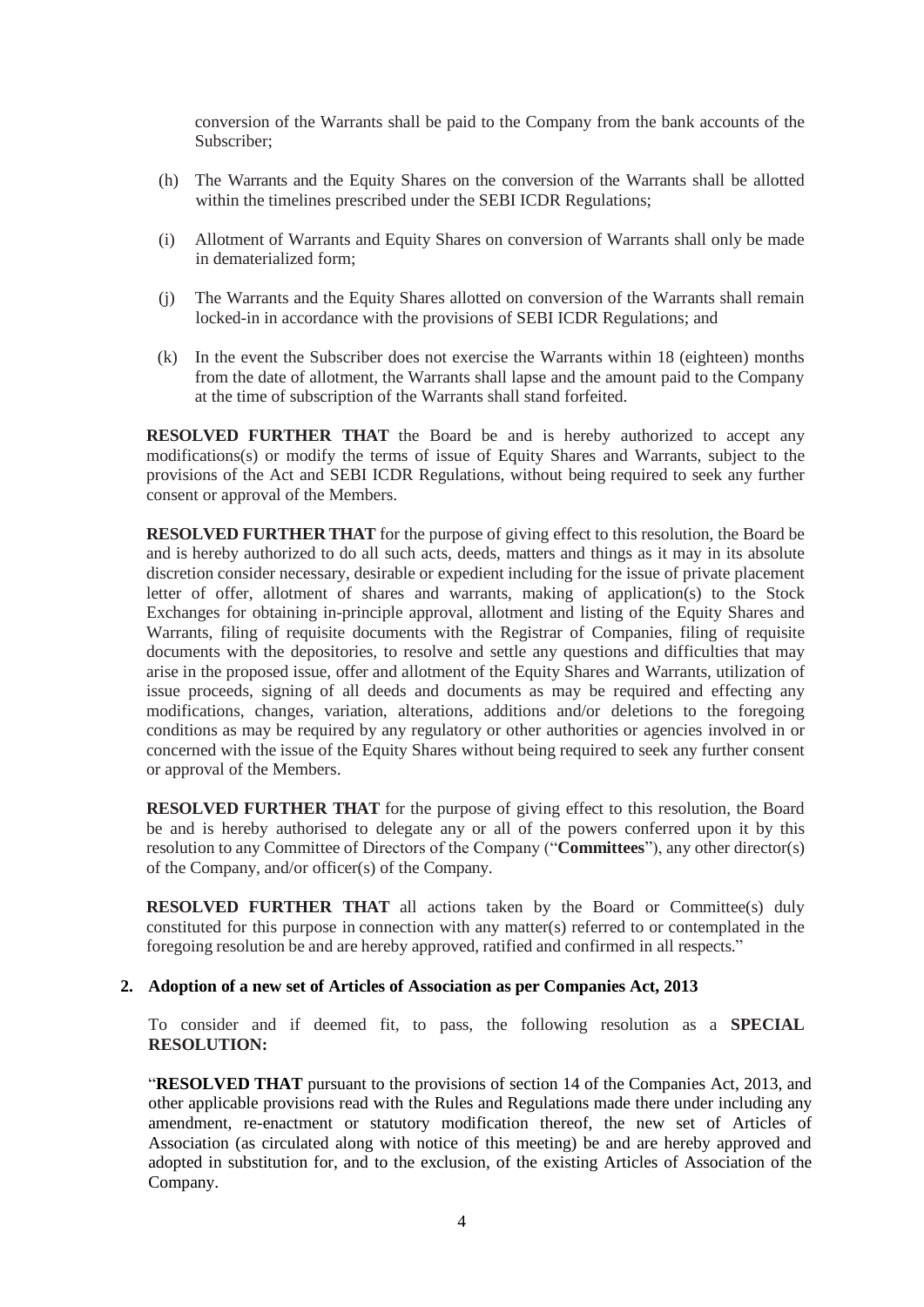conversion of the Warrants shall be paid to the Company from the bank accounts of the Subscriber;

(h) The Warrants and the Equity Shares on the conversion of the Warrants shall be allotted within the timelines prescribed under the SEBI ICDR Regulations;

(i) Allotment of Warrants and Equity Shares on conversion of Warrants shall only be made in dematerialized form;

(j) The Warrants and the Equity Shares allotted on conversion of the Warrants shall remain locked-in in accordance with the provisions of SEBI ICDR Regulations; and

(k) In the event the Subscriber does not exercise the Warrants within 18 (eighteen) months from the date of allotment, the Warrants shall lapse and the amount paid to the Company at the time of subscription of the Warrants shall stand forfeited.

**RESOLVED FURTHER THAT** the Board be and is hereby authorized to accept any modifications(s) or modify the terms of issue of Equity Shares and Warrants, subject to the provisions of the Act and SEBI ICDR Regulations, without being required to seek any further consent or approval of the Members.

**RESOLVED FURTHER THAT** for the purpose of giving effect to this resolution, the Board be and is hereby authorized to do all such acts, deeds, matters and things as it may in its absolute discretion consider necessary, desirable or expedient including for the issue of private placement letter of offer, allotment of shares and warrants, making of application(s) to the Stock Exchanges for obtaining in-principle approval, allotment and listing of the Equity Shares and Warrants, filing of requisite documents with the Registrar of Companies, filing of requisite documents with the depositories, to resolve and settle any questions and difficulties that may arise in the proposed issue, offer and allotment of the Equity Shares and Warrants, utilization of issue proceeds, signing of all deeds and documents as may be required and effecting any modifications, changes, variation, alterations, additions and/or deletions to the foregoing conditions as may be required by any regulatory or other authorities or agencies involved in or concerned with the issue of the Equity Shares without being required to seek any further consent or approval of the Members.

**RESOLVED FURTHER THAT** for the purpose of giving effect to this resolution, the Board be and is hereby authorised to delegate any or all of the powers conferred upon it by this resolution to any Committee of Directors of the Company ("**Committees**"), any other director(s) of the Company, and/or officer(s) of the Company.

**RESOLVED FURTHER THAT** all actions taken by the Board or Committee(s) duly constituted for this purpose in connection with any matter(s) referred to or contemplated in the foregoing resolution be and are hereby approved, ratified and confirmed in all respects."

**2. Adoption of a new set of Articles of Association as per Companies Act, 2013**

To consider and if deemed fit, to pass, the following resolution as a **SPECIAL RESOLUTION:**

"**RESOLVED THAT** pursuant to the provisions of section 14 of the Companies Act, 2013, and other applicable provisions read with the Rules and Regulations made there under including any amendment, re-enactment or statutory modification thereof, the new set of Articles of Association (as circulated along with notice of this meeting) be and are hereby approved and adopted in substitution for, and to the exclusion, of the existing Articles of Association of the Company.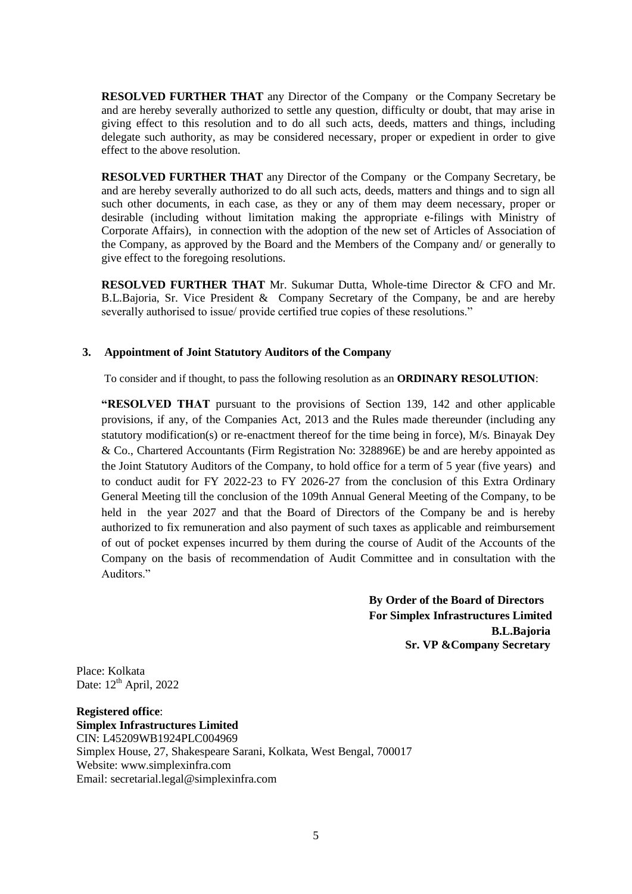**RESOLVED FURTHER THAT** any Director of the Company or the Company Secretary be and are hereby severally authorized to settle any question, difficulty or doubt, that may arise in giving effect to this resolution and to do all such acts, deeds, matters and things, including delegate such authority, as may be considered necessary, proper or expedient in order to give effect to the above resolution.

**RESOLVED FURTHER THAT** any Director of the Company or the Company Secretary, be and are hereby severally authorized to do all such acts, deeds, matters and things and to sign all such other documents, in each case, as they or any of them may deem necessary, proper or desirable (including without limitation making the appropriate e-filings with Ministry of Corporate Affairs), in connection with the adoption of the new set of Articles of Association of the Company, as approved by the Board and the Members of the Company and/ or generally to give effect to the foregoing resolutions.

**RESOLVED FURTHER THAT** Mr. Sukumar Dutta, Whole-time Director & CFO and Mr. B.L.Bajoria, Sr. Vice President & Company Secretary of the Company, be and are hereby severally authorised to issue/ provide certified true copies of these resolutions."

**3. Appointment of Joint Statutory Auditors of the Company**

To consider and if thought, to pass the following resolution as an **ORDINARY RESOLUTION**:

**"RESOLVED THAT** pursuant to the provisions of Section 139, 142 and other applicable provisions, if any, of the Companies Act, 2013 and the Rules made thereunder (including any statutory modification(s) or re-enactment thereof for the time being in force), M/s. Binayak Dey & Co., Chartered Accountants (Firm Registration No: 328896E) be and are hereby appointed as the Joint Statutory Auditors of the Company, to hold office for a term of 5 year (five years) and to conduct audit for FY 2022-23 to FY 2026-27 from the conclusion of this Extra Ordinary General Meeting till the conclusion of the 109th Annual General Meeting of the Company, to be held in the year 2027 and that the Board of Directors of the Company be and is hereby authorized to fix remuneration and also payment of such taxes as applicable and reimbursement of out of pocket expenses incurred by them during the course of Audit of the Accounts of the Company on the basis of recommendation of Audit Committee and in consultation with the Auditors."

**By Order of the Board of Directors**
**For Simplex Infrastructures Limited**
**B.L.Bajoria**
**Sr. VP &Company Secretary**

Place: Kolkata
Date: 12th April, 2022

**Registered office**:
**Simplex Infrastructures Limited**
CIN: L45209WB1924PLC004969
Simplex House, 27, Shakespeare Sarani, Kolkata, West Bengal, 700017
Website: www.simplexinfra.com
Email: secretarial.legal@simplexinfra.com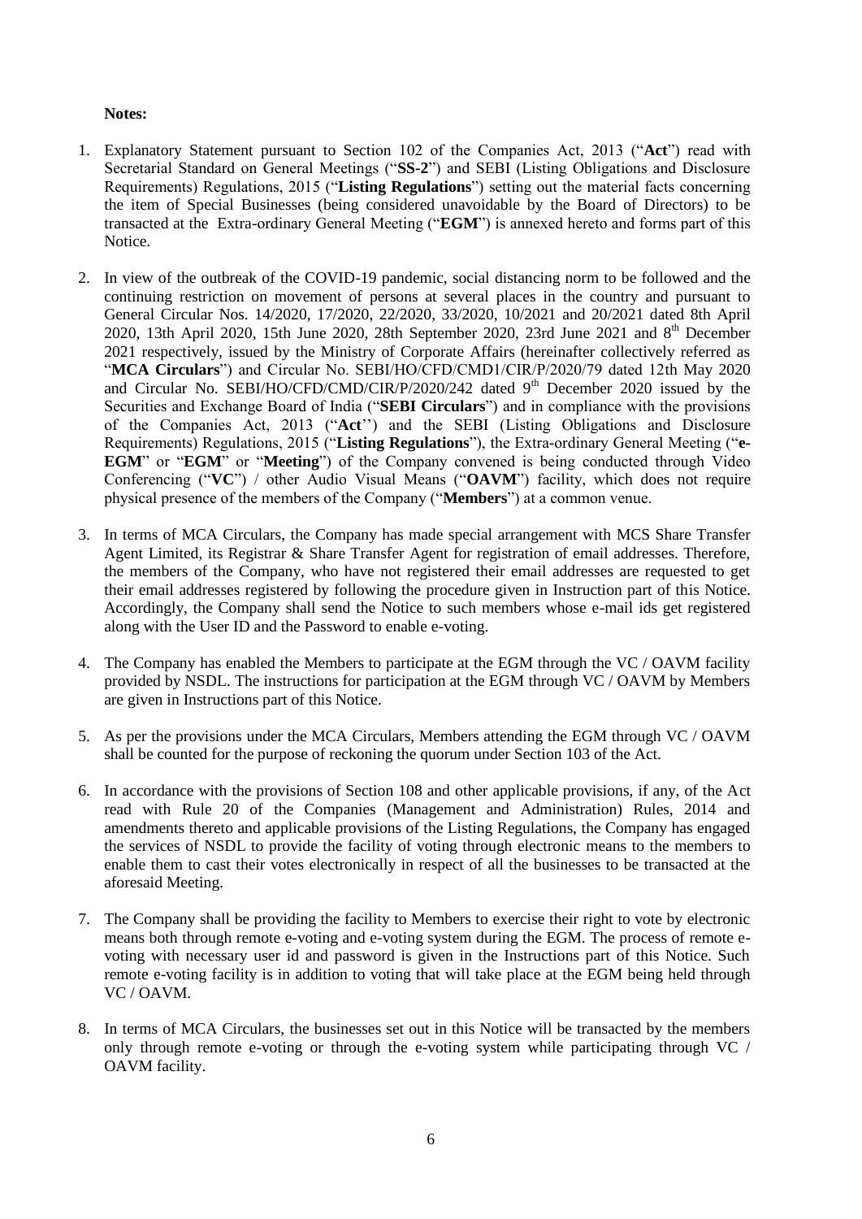**Notes:**

1. Explanatory Statement pursuant to Section 102 of the Companies Act, 2013 ("**Act**") read with Secretarial Standard on General Meetings ("**SS-2**") and SEBI (Listing Obligations and Disclosure Requirements) Regulations, 2015 ("**Listing Regulations**") setting out the material facts concerning the item of Special Businesses (being considered unavoidable by the Board of Directors) to be transacted at the Extra-ordinary General Meeting ("**EGM**") is annexed hereto and forms part of this Notice.

2. In view of the outbreak of the COVID-19 pandemic, social distancing norm to be followed and the continuing restriction on movement of persons at several places in the country and pursuant to General Circular Nos. 14/2020, 17/2020, 22/2020, 33/2020, 10/2021 and 20/2021 dated 8th April 2020, 13th April 2020, 15th June 2020, 28th September 2020, 23rd June 2021 and 8th December 2021 respectively, issued by the Ministry of Corporate Affairs (hereinafter collectively referred as "**MCA Circulars**") and Circular No. SEBI/HO/CFD/CMD1/CIR/P/2020/79 dated 12th May 2020 and Circular No. SEBI/HO/CFD/CMD/CIR/P/2020/242 dated 9th December 2020 issued by the Securities and Exchange Board of India ("**SEBI Circulars**") and in compliance with the provisions of the Companies Act, 2013 ("**Act**'') and the SEBI (Listing Obligations and Disclosure Requirements) Regulations, 2015 ("**Listing Regulations**"), the Extra-ordinary General Meeting ("**e-EGM**" or "**EGM**" or "**Meeting**") of the Company convened is being conducted through Video Conferencing ("**VC**") / other Audio Visual Means ("**OAVM**") facility, which does not require physical presence of the members of the Company ("**Members**") at a common venue.

3. In terms of MCA Circulars, the Company has made special arrangement with MCS Share Transfer Agent Limited, its Registrar & Share Transfer Agent for registration of email addresses. Therefore, the members of the Company, who have not registered their email addresses are requested to get their email addresses registered by following the procedure given in Instruction part of this Notice. Accordingly, the Company shall send the Notice to such members whose e-mail ids get registered along with the User ID and the Password to enable e-voting.

4. The Company has enabled the Members to participate at the EGM through the VC / OAVM facility provided by NSDL. The instructions for participation at the EGM through VC / OAVM by Members are given in Instructions part of this Notice.

5. As per the provisions under the MCA Circulars, Members attending the EGM through VC / OAVM shall be counted for the purpose of reckoning the quorum under Section 103 of the Act.

6. In accordance with the provisions of Section 108 and other applicable provisions, if any, of the Act read with Rule 20 of the Companies (Management and Administration) Rules, 2014 and amendments thereto and applicable provisions of the Listing Regulations, the Company has engaged the services of NSDL to provide the facility of voting through electronic means to the members to enable them to cast their votes electronically in respect of all the businesses to be transacted at the aforesaid Meeting.

7. The Company shall be providing the facility to Members to exercise their right to vote by electronic means both through remote e-voting and e-voting system during the EGM. The process of remote e-voting with necessary user id and password is given in the Instructions part of this Notice. Such remote e-voting facility is in addition to voting that will take place at the EGM being held through VC / OAVM.

8. In terms of MCA Circulars, the businesses set out in this Notice will be transacted by the members only through remote e-voting or through the e-voting system while participating through VC / OAVM facility.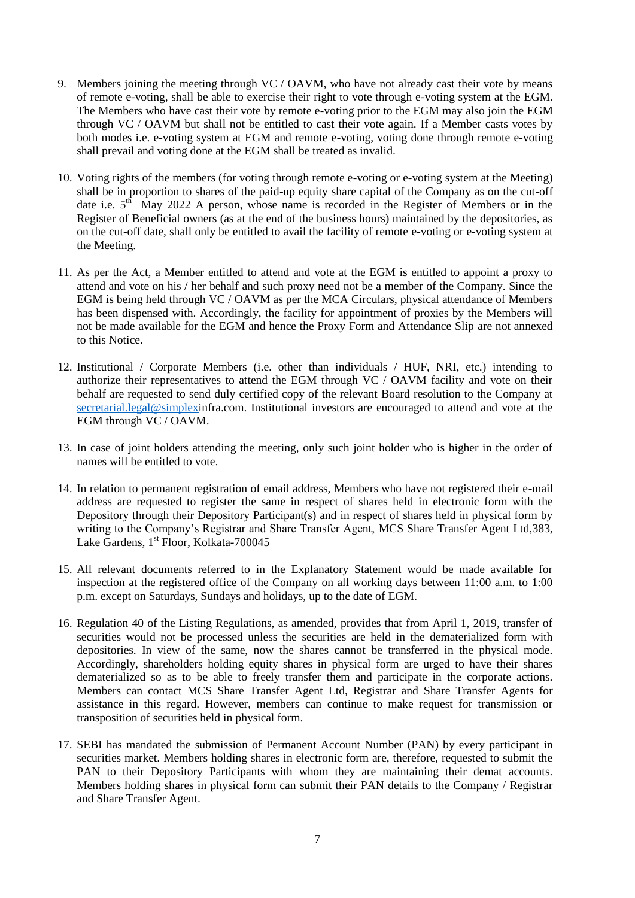9. Members joining the meeting through VC / OAVM, who have not already cast their vote by means of remote e-voting, shall be able to exercise their right to vote through e-voting system at the EGM. The Members who have cast their vote by remote e-voting prior to the EGM may also join the EGM through VC / OAVM but shall not be entitled to cast their vote again. If a Member casts votes by both modes i.e. e-voting system at EGM and remote e-voting, voting done through remote e-voting shall prevail and voting done at the EGM shall be treated as invalid.

10. Voting rights of the members (for voting through remote e-voting or e-voting system at the Meeting) shall be in proportion to shares of the paid-up equity share capital of the Company as on the cut-off date i.e. 5th May 2022 A person, whose name is recorded in the Register of Members or in the Register of Beneficial owners (as at the end of the business hours) maintained by the depositories, as on the cut-off date, shall only be entitled to avail the facility of remote e-voting or e-voting system at the Meeting.

11. As per the Act, a Member entitled to attend and vote at the EGM is entitled to appoint a proxy to attend and vote on his / her behalf and such proxy need not be a member of the Company. Since the EGM is being held through VC / OAVM as per the MCA Circulars, physical attendance of Members has been dispensed with. Accordingly, the facility for appointment of proxies by the Members will not be made available for the EGM and hence the Proxy Form and Attendance Slip are not annexed to this Notice.

12. Institutional / Corporate Members (i.e. other than individuals / HUF, NRI, etc.) intending to authorize their representatives to attend the EGM through VC / OAVM facility and vote on their behalf are requested to send duly certified copy of the relevant Board resolution to the Company at secretarial.legal@simplexinfra.com. Institutional investors are encouraged to attend and vote at the EGM through VC / OAVM.

13. In case of joint holders attending the meeting, only such joint holder who is higher in the order of names will be entitled to vote.

14. In relation to permanent registration of email address, Members who have not registered their e-mail address are requested to register the same in respect of shares held in electronic form with the Depository through their Depository Participant(s) and in respect of shares held in physical form by writing to the Company's Registrar and Share Transfer Agent, MCS Share Transfer Agent Ltd,383, Lake Gardens, 1st Floor, Kolkata-700045

15. All relevant documents referred to in the Explanatory Statement would be made available for inspection at the registered office of the Company on all working days between 11:00 a.m. to 1:00 p.m. except on Saturdays, Sundays and holidays, up to the date of EGM.

16. Regulation 40 of the Listing Regulations, as amended, provides that from April 1, 2019, transfer of securities would not be processed unless the securities are held in the dematerialized form with depositories. In view of the same, now the shares cannot be transferred in the physical mode. Accordingly, shareholders holding equity shares in physical form are urged to have their shares dematerialized so as to be able to freely transfer them and participate in the corporate actions. Members can contact MCS Share Transfer Agent Ltd, Registrar and Share Transfer Agents for assistance in this regard. However, members can continue to make request for transmission or transposition of securities held in physical form.

17. SEBI has mandated the submission of Permanent Account Number (PAN) by every participant in securities market. Members holding shares in electronic form are, therefore, requested to submit the PAN to their Depository Participants with whom they are maintaining their demat accounts. Members holding shares in physical form can submit their PAN details to the Company / Registrar and Share Transfer Agent.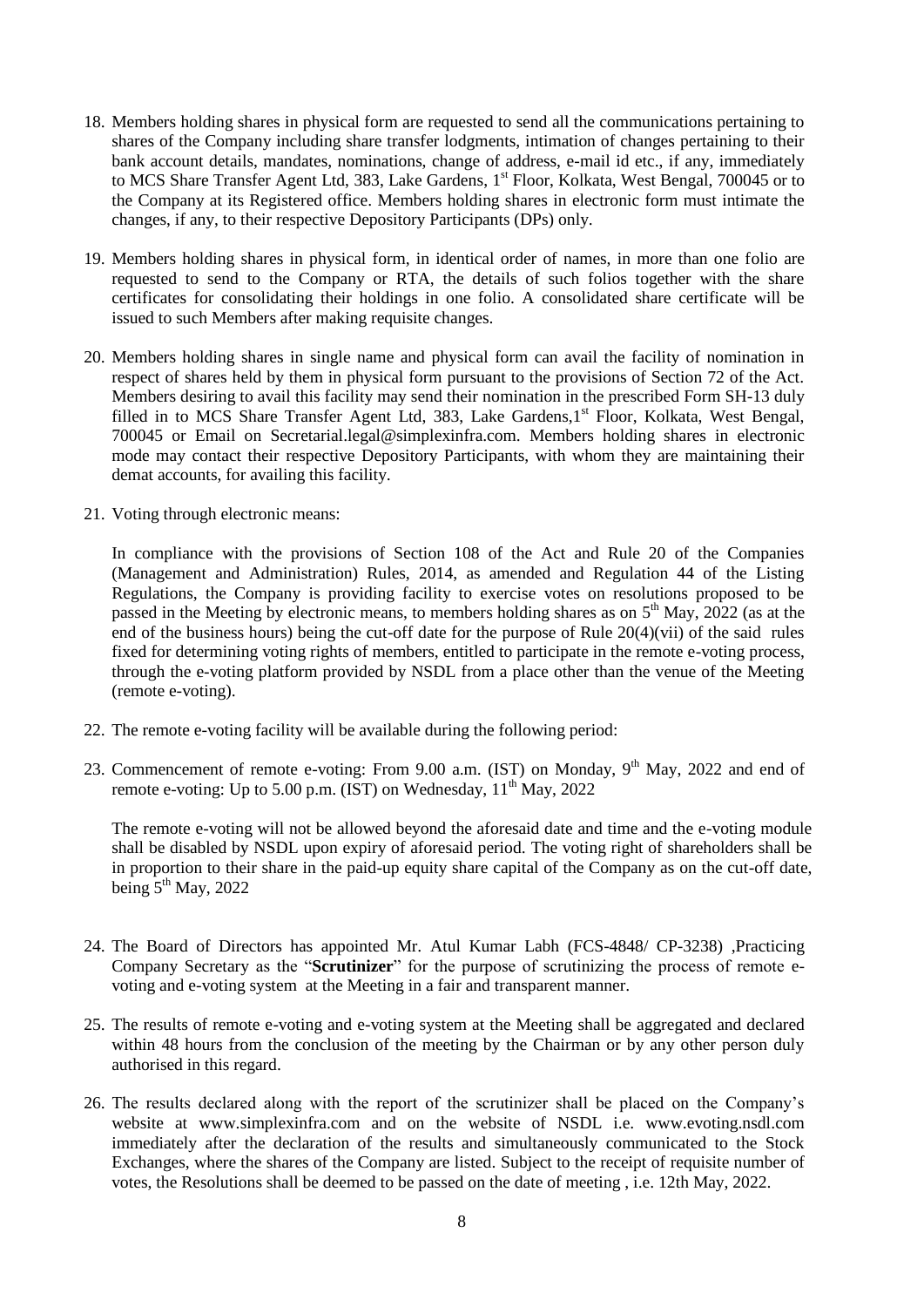18. Members holding shares in physical form are requested to send all the communications pertaining to shares of the Company including share transfer lodgments, intimation of changes pertaining to their bank account details, mandates, nominations, change of address, e-mail id etc., if any, immediately to MCS Share Transfer Agent Ltd, 383, Lake Gardens, 1st Floor, Kolkata, West Bengal, 700045 or to the Company at its Registered office. Members holding shares in electronic form must intimate the changes, if any, to their respective Depository Participants (DPs) only.

19. Members holding shares in physical form, in identical order of names, in more than one folio are requested to send to the Company or RTA, the details of such folios together with the share certificates for consolidating their holdings in one folio. A consolidated share certificate will be issued to such Members after making requisite changes.

20. Members holding shares in single name and physical form can avail the facility of nomination in respect of shares held by them in physical form pursuant to the provisions of Section 72 of the Act. Members desiring to avail this facility may send their nomination in the prescribed Form SH-13 duly filled in to MCS Share Transfer Agent Ltd, 383, Lake Gardens,1st Floor, Kolkata, West Bengal, 700045 or Email on Secretarial.legal@simplexinfra.com. Members holding shares in electronic mode may contact their respective Depository Participants, with whom they are maintaining their demat accounts, for availing this facility.

21. Voting through electronic means:

    In compliance with the provisions of Section 108 of the Act and Rule 20 of the Companies (Management and Administration) Rules, 2014, as amended and Regulation 44 of the Listing Regulations, the Company is providing facility to exercise votes on resolutions proposed to be passed in the Meeting by electronic means, to members holding shares as on 5th May, 2022 (as at the end of the business hours) being the cut-off date for the purpose of Rule 20(4)(vii) of the said rules fixed for determining voting rights of members, entitled to participate in the remote e-voting process, through the e-voting platform provided by NSDL from a place other than the venue of the Meeting (remote e-voting).

22. The remote e-voting facility will be available during the following period:

23. Commencement of remote e-voting: From 9.00 a.m. (IST) on Monday, 9th May, 2022 and end of remote e-voting: Up to 5.00 p.m. (IST) on Wednesday, 11th May, 2022

    The remote e-voting will not be allowed beyond the aforesaid date and time and the e-voting module shall be disabled by NSDL upon expiry of aforesaid period. The voting right of shareholders shall be in proportion to their share in the paid-up equity share capital of the Company as on the cut-off date, being 5th May, 2022

24. The Board of Directors has appointed Mr. Atul Kumar Labh (FCS-4848/ CP-3238) ,Practicing Company Secretary as the "**Scrutinizer**" for the purpose of scrutinizing the process of remote e-voting and e-voting system at the Meeting in a fair and transparent manner.

25. The results of remote e-voting and e-voting system at the Meeting shall be aggregated and declared within 48 hours from the conclusion of the meeting by the Chairman or by any other person duly authorised in this regard.

26. The results declared along with the report of the scrutinizer shall be placed on the Company's website at www.simplexinfra.com and on the website of NSDL i.e. www.evoting.nsdl.com immediately after the declaration of the results and simultaneously communicated to the Stock Exchanges, where the shares of the Company are listed. Subject to the receipt of requisite number of votes, the Resolutions shall be deemed to be passed on the date of meeting , i.e. 12th May, 2022.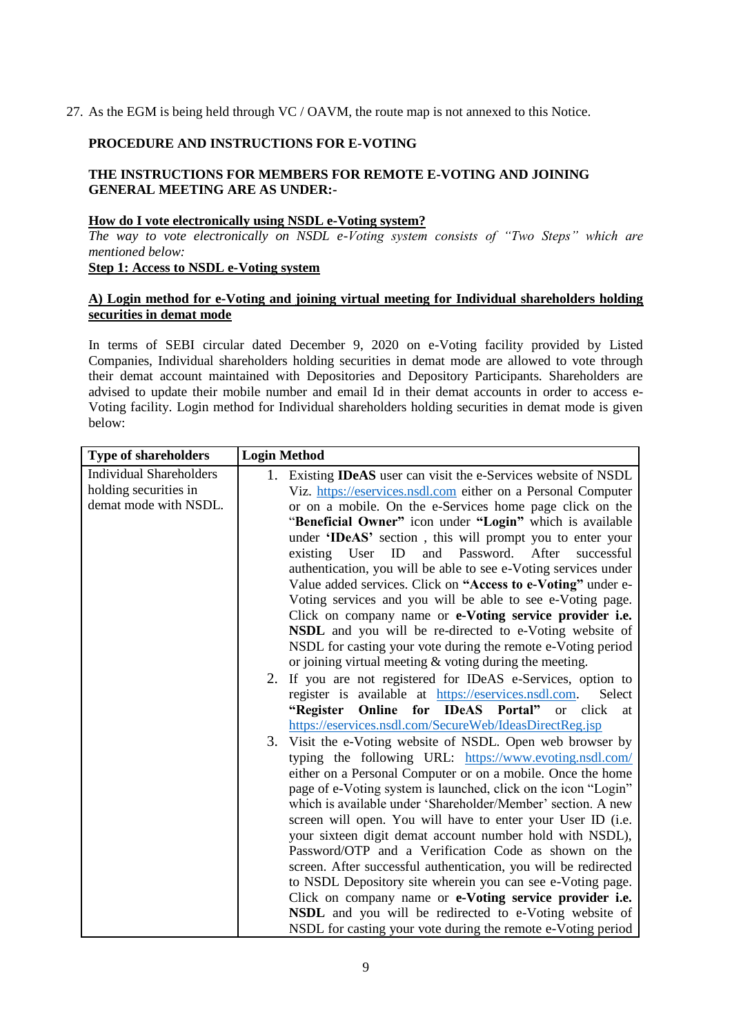27. As the EGM is being held through VC / OAVM, the route map is not annexed to this Notice.

**PROCEDURE AND INSTRUCTIONS FOR E-VOTING**

**THE INSTRUCTIONS FOR MEMBERS FOR REMOTE E-VOTING AND JOINING GENERAL MEETING ARE AS UNDER:-**

**How do I vote electronically using NSDL e-Voting system?**

*The way to vote electronically on NSDL e-Voting system consists of "Two Steps" which are mentioned below:*

**Step 1: Access to NSDL e-Voting system**

**A) Login method for e-Voting and joining virtual meeting for Individual shareholders holding securities in demat mode**

In terms of SEBI circular dated December 9, 2020 on e-Voting facility provided by Listed Companies, Individual shareholders holding securities in demat mode are allowed to vote through their demat account maintained with Depositories and Depository Participants. Shareholders are advised to update their mobile number and email Id in their demat accounts in order to access e-Voting facility. Login method for Individual shareholders holding securities in demat mode is given below:

| Type of shareholders | Login Method |
|---|---|
| Individual Shareholders holding securities in demat mode with NSDL. | 1. Existing **IDeAS** user can visit the e-Services website of NSDL Viz. https://eservices.nsdl.com either on a Personal Computer or on a mobile. On the e-Services home page click on the "**Beneficial Owner"** icon under **"Login"** which is available under **'IDeAS'** section , this will prompt you to enter your existing User ID and Password. After successful authentication, you will be able to see e-Voting services under Value added services. Click on **"Access to e-Voting"** under e-Voting services and you will be able to see e-Voting page. Click on company name or **e-Voting service provider i.e. NSDL** and you will be re-directed to e-Voting website of NSDL for casting your vote during the remote e-Voting period or joining virtual meeting & voting during the meeting.<br>2. If you are not registered for IDeAS e-Services, option to register is available at https://eservices.nsdl.com. Select **"Register Online for IDeAS Portal"** or click at https://eservices.nsdl.com/SecureWeb/IdeasDirectReg.jsp<br>3. Visit the e-Voting website of NSDL. Open web browser by typing the following URL: https://www.evoting.nsdl.com/ either on a Personal Computer or on a mobile. Once the home page of e-Voting system is launched, click on the icon "Login" which is available under 'Shareholder/Member' section. A new screen will open. You will have to enter your User ID (i.e. your sixteen digit demat account number hold with NSDL), Password/OTP and a Verification Code as shown on the screen. After successful authentication, you will be redirected to NSDL Depository site wherein you can see e-Voting page. Click on company name or **e-Voting service provider i.e. NSDL** and you will be redirected to e-Voting website of NSDL for casting your vote during the remote e-Voting period |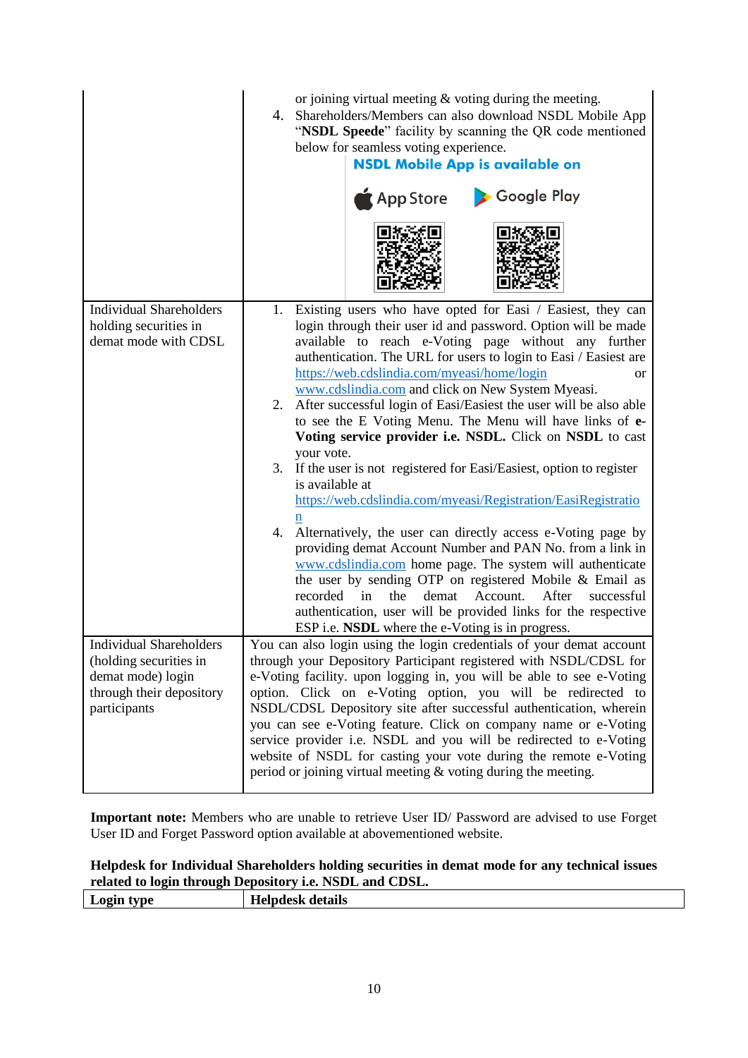| | |
|---|---|
| | or joining virtual meeting & voting during the meeting.<br>4. Shareholders/Members can also download NSDL Mobile App "**NSDL Speede**" facility by scanning the QR code mentioned below for seamless voting experience.<br>**NSDL Mobile App is available on**<br>App Store    Google Play |
| Individual Shareholders holding securities in demat mode with CDSL | 1. Existing users who have opted for Easi / Easiest, they can login through their user id and password. Option will be made available to reach e-Voting page without any further authentication. The URL for users to login to Easi / Easiest are https://web.cdslindia.com/myeasi/home/login or www.cdslindia.com and click on New System Myeasi.<br>2. After successful login of Easi/Easiest the user will be also able to see the E Voting Menu. The Menu will have links of **e-Voting service provider i.e. NSDL.** Click on **NSDL** to cast your vote.<br>3. If the user is not registered for Easi/Easiest, option to register is available at https://web.cdslindia.com/myeasi/Registration/EasiRegistration<br>4. Alternatively, the user can directly access e-Voting page by providing demat Account Number and PAN No. from a link in www.cdslindia.com home page. The system will authenticate the user by sending OTP on registered Mobile & Email as recorded in the demat Account. After successful authentication, user will be provided links for the respective ESP i.e. **NSDL** where the e-Voting is in progress. |
| Individual Shareholders (holding securities in demat mode) login through their depository participants | You can also login using the login credentials of your demat account through your Depository Participant registered with NSDL/CDSL for e-Voting facility. upon logging in, you will be able to see e-Voting option. Click on e-Voting option, you will be redirected to NSDL/CDSL Depository site after successful authentication, wherein you can see e-Voting feature. Click on company name or e-Voting service provider i.e. NSDL and you will be redirected to e-Voting website of NSDL for casting your vote during the remote e-Voting period or joining virtual meeting & voting during the meeting. |

**Important note:** Members who are unable to retrieve User ID/ Password are advised to use Forget User ID and Forget Password option available at abovementioned website.

**Helpdesk for Individual Shareholders holding securities in demat mode for any technical issues related to login through Depository i.e. NSDL and CDSL.**

| Login type | Helpdesk details |
|---|---|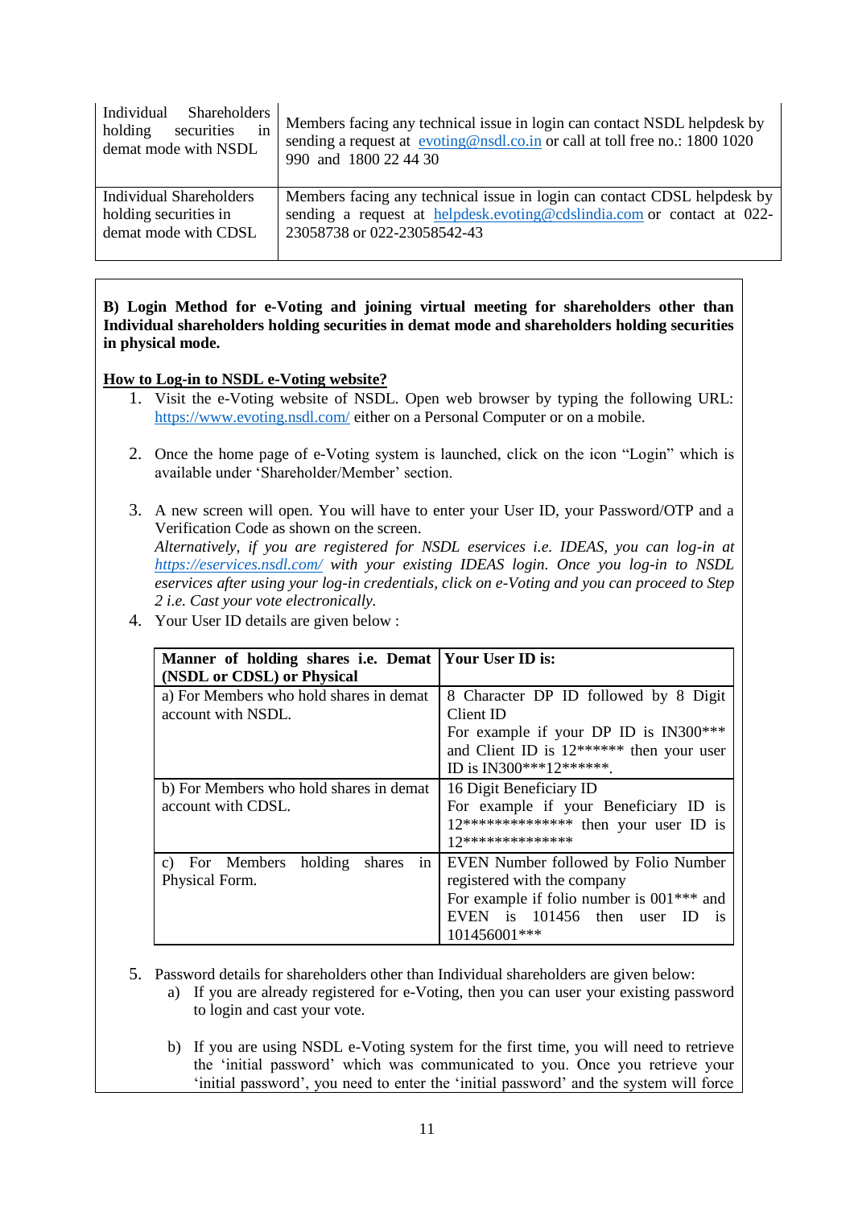| Individual Shareholders holding securities in demat mode with NSDL | Members facing any technical issue in login can contact NSDL helpdesk by sending a request at evoting@nsdl.co.in or call at toll free no.: 1800 1020 990 and 1800 22 44 30 |
|---|---|
| Individual Shareholders holding securities in demat mode with CDSL | Members facing any technical issue in login can contact CDSL helpdesk by sending a request at helpdesk.evoting@cdslindia.com or contact at 022-23058738 or 022-23058542-43 |

**B) Login Method for e-Voting and joining virtual meeting for shareholders other than Individual shareholders holding securities in demat mode and shareholders holding securities in physical mode.**

**How to Log-in to NSDL e-Voting website?**

1. Visit the e-Voting website of NSDL. Open web browser by typing the following URL: https://www.evoting.nsdl.com/ either on a Personal Computer or on a mobile.

2. Once the home page of e-Voting system is launched, click on the icon "Login" which is available under 'Shareholder/Member' section.

3. A new screen will open. You will have to enter your User ID, your Password/OTP and a Verification Code as shown on the screen.
   *Alternatively, if you are registered for NSDL eservices i.e. IDEAS, you can log-in at https://eservices.nsdl.com/ with your existing IDEAS login. Once you log-in to NSDL eservices after using your log-in credentials, click on e-Voting and you can proceed to Step 2 i.e. Cast your vote electronically.*

4. Your User ID details are given below :

| Manner of holding shares i.e. Demat (NSDL or CDSL) or Physical | Your User ID is: |
|---|---|
| a) For Members who hold shares in demat account with NSDL. | 8 Character DP ID followed by 8 Digit Client ID<br>For example if your DP ID is IN300*** and Client ID is 12****** then your user ID is IN300***12******. |
| b) For Members who hold shares in demat account with CDSL. | 16 Digit Beneficiary ID<br>For example if your Beneficiary ID is 12************** then your user ID is 12************** |
| c) For Members holding shares in Physical Form. | EVEN Number followed by Folio Number registered with the company<br>For example if folio number is 001*** and EVEN is 101456 then user ID is 101456001*** |

5. Password details for shareholders other than Individual shareholders are given below:
   a) If you are already registered for e-Voting, then you can user your existing password to login and cast your vote.

   b) If you are using NSDL e-Voting system for the first time, you will need to retrieve the 'initial password' which was communicated to you. Once you retrieve your 'initial password', you need to enter the 'initial password' and the system will force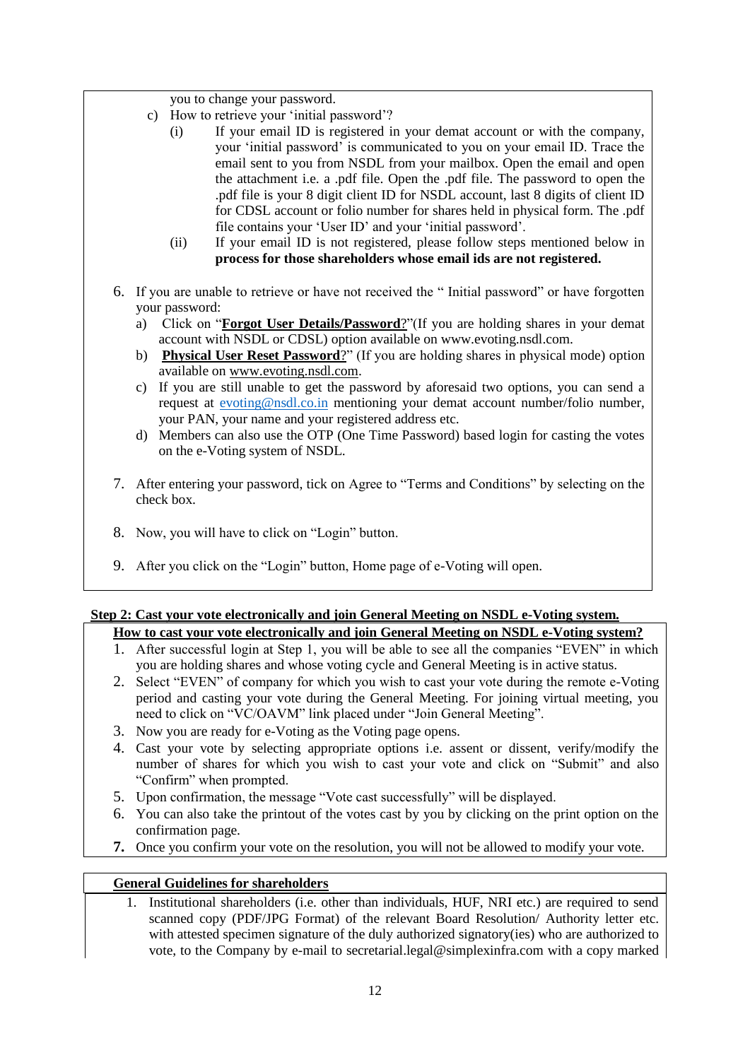you to change your password.

c) How to retrieve your 'initial password'?

   (i) If your email ID is registered in your demat account or with the company, your 'initial password' is communicated to you on your email ID. Trace the email sent to you from NSDL from your mailbox. Open the email and open the attachment i.e. a .pdf file. Open the .pdf file. The password to open the .pdf file is your 8 digit client ID for NSDL account, last 8 digits of client ID for CDSL account or folio number for shares held in physical form. The .pdf file contains your 'User ID' and your 'initial password'.

   (ii) If your email ID is not registered, please follow steps mentioned below in **process for those shareholders whose email ids are not registered.**

6. If you are unable to retrieve or have not received the " Initial password" or have forgotten your password:
   a) Click on "**Forgot User Details/Password**?"(If you are holding shares in your demat account with NSDL or CDSL) option available on www.evoting.nsdl.com.
   b) **Physical User Reset Password**?" (If you are holding shares in physical mode) option available on www.evoting.nsdl.com.
   c) If you are still unable to get the password by aforesaid two options, you can send a request at evoting@nsdl.co.in mentioning your demat account number/folio number, your PAN, your name and your registered address etc.
   d) Members can also use the OTP (One Time Password) based login for casting the votes on the e-Voting system of NSDL.

7. After entering your password, tick on Agree to "Terms and Conditions" by selecting on the check box.

8. Now, you will have to click on "Login" button.

9. After you click on the "Login" button, Home page of e-Voting will open.

**Step 2: Cast your vote electronically and join General Meeting on NSDL e-Voting system.**

**How to cast your vote electronically and join General Meeting on NSDL e-Voting system?**

1. After successful login at Step 1, you will be able to see all the companies "EVEN" in which you are holding shares and whose voting cycle and General Meeting is in active status.
2. Select "EVEN" of company for which you wish to cast your vote during the remote e-Voting period and casting your vote during the General Meeting. For joining virtual meeting, you need to click on "VC/OAVM" link placed under "Join General Meeting".
3. Now you are ready for e-Voting as the Voting page opens.
4. Cast your vote by selecting appropriate options i.e. assent or dissent, verify/modify the number of shares for which you wish to cast your vote and click on "Submit" and also "Confirm" when prompted.
5. Upon confirmation, the message "Vote cast successfully" will be displayed.
6. You can also take the printout of the votes cast by you by clicking on the print option on the confirmation page.
7. Once you confirm your vote on the resolution, you will not be allowed to modify your vote.

**General Guidelines for shareholders**

1. Institutional shareholders (i.e. other than individuals, HUF, NRI etc.) are required to send scanned copy (PDF/JPG Format) of the relevant Board Resolution/ Authority letter etc. with attested specimen signature of the duly authorized signatory(ies) who are authorized to vote, to the Company by e-mail to secretarial.legal@simplexinfra.com with a copy marked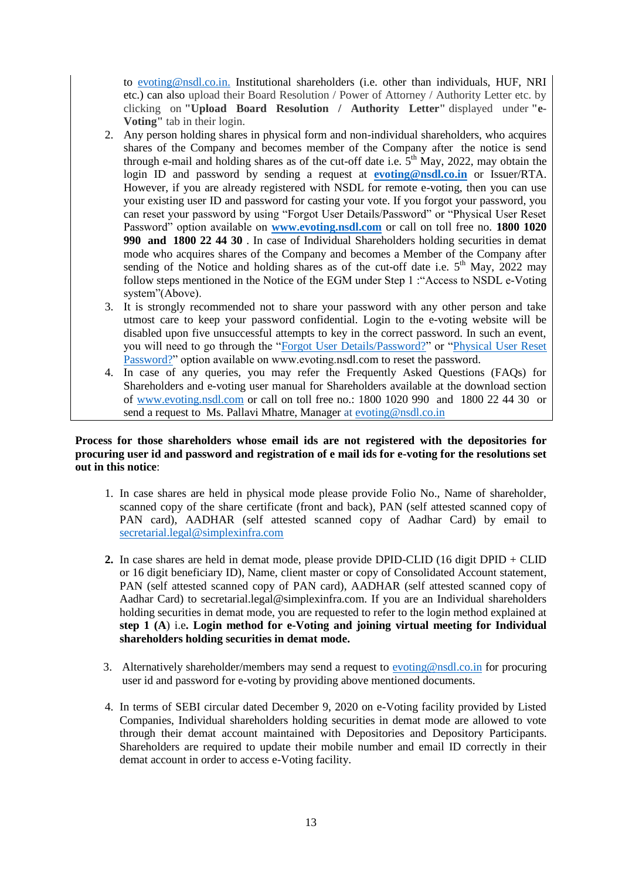to evoting@nsdl.co.in. Institutional shareholders (i.e. other than individuals, HUF, NRI etc.) can also upload their Board Resolution / Power of Attorney / Authority Letter etc. by clicking on **"Upload Board Resolution / Authority Letter"** displayed under **"e-Voting"** tab in their login.

2. Any person holding shares in physical form and non-individual shareholders, who acquires shares of the Company and becomes member of the Company after the notice is send through e-mail and holding shares as of the cut-off date i.e. 5th May, 2022, may obtain the login ID and password by sending a request at **evoting@nsdl.co.in** or Issuer/RTA. However, if you are already registered with NSDL for remote e-voting, then you can use your existing user ID and password for casting your vote. If you forgot your password, you can reset your password by using "Forgot User Details/Password" or "Physical User Reset Password" option available on **www.evoting.nsdl.com** or call on toll free no. **1800 1020 990 and 1800 22 44 30** . In case of Individual Shareholders holding securities in demat mode who acquires shares of the Company and becomes a Member of the Company after sending of the Notice and holding shares as of the cut-off date i.e. 5th May, 2022 may follow steps mentioned in the Notice of the EGM under Step 1 :"Access to NSDL e-Voting system"(Above).
3. It is strongly recommended not to share your password with any other person and take utmost care to keep your password confidential. Login to the e-voting website will be disabled upon five unsuccessful attempts to key in the correct password. In such an event, you will need to go through the "Forgot User Details/Password?" or "Physical User Reset Password?" option available on www.evoting.nsdl.com to reset the password.
4. In case of any queries, you may refer the Frequently Asked Questions (FAQs) for Shareholders and e-voting user manual for Shareholders available at the download section of www.evoting.nsdl.com or call on toll free no.: 1800 1020 990 and 1800 22 44 30 or send a request to Ms. Pallavi Mhatre, Manager at evoting@nsdl.co.in

**Process for those shareholders whose email ids are not registered with the depositories for procuring user id and password and registration of e mail ids for e-voting for the resolutions set out in this notice**:

1. In case shares are held in physical mode please provide Folio No., Name of shareholder, scanned copy of the share certificate (front and back), PAN (self attested scanned copy of PAN card), AADHAR (self attested scanned copy of Aadhar Card) by email to secretarial.legal@simplexinfra.com

2. In case shares are held in demat mode, please provide DPID-CLID (16 digit DPID + CLID or 16 digit beneficiary ID), Name, client master or copy of Consolidated Account statement, PAN (self attested scanned copy of PAN card), AADHAR (self attested scanned copy of Aadhar Card) to secretarial.legal@simplexinfra.com. If you are an Individual shareholders holding securities in demat mode, you are requested to refer to the login method explained at **step 1 (A**) i.e**. Login method for e-Voting and joining virtual meeting for Individual shareholders holding securities in demat mode.**

3. Alternatively shareholder/members may send a request to evoting@nsdl.co.in for procuring user id and password for e-voting by providing above mentioned documents.

4. In terms of SEBI circular dated December 9, 2020 on e-Voting facility provided by Listed Companies, Individual shareholders holding securities in demat mode are allowed to vote through their demat account maintained with Depositories and Depository Participants. Shareholders are required to update their mobile number and email ID correctly in their demat account in order to access e-Voting facility.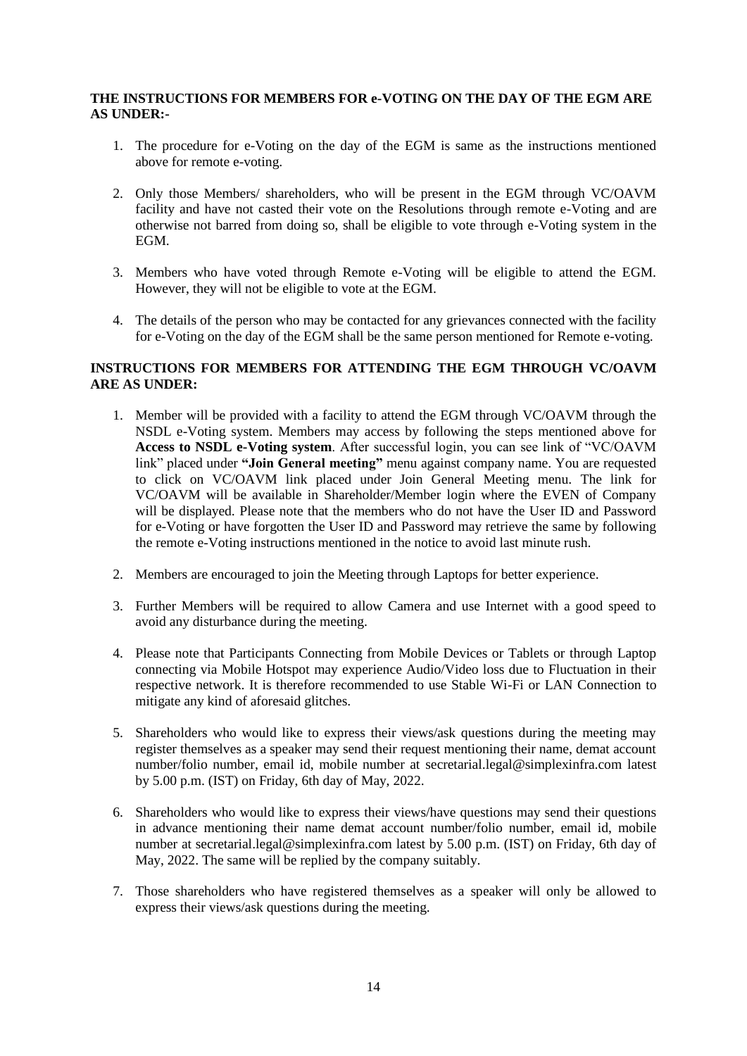**THE INSTRUCTIONS FOR MEMBERS FOR e-VOTING ON THE DAY OF THE EGM ARE AS UNDER:-**

1. The procedure for e-Voting on the day of the EGM is same as the instructions mentioned above for remote e-voting.

2. Only those Members/ shareholders, who will be present in the EGM through VC/OAVM facility and have not casted their vote on the Resolutions through remote e-Voting and are otherwise not barred from doing so, shall be eligible to vote through e-Voting system in the EGM.

3. Members who have voted through Remote e-Voting will be eligible to attend the EGM. However, they will not be eligible to vote at the EGM.

4. The details of the person who may be contacted for any grievances connected with the facility for e-Voting on the day of the EGM shall be the same person mentioned for Remote e-voting.

**INSTRUCTIONS FOR MEMBERS FOR ATTENDING THE EGM THROUGH VC/OAVM ARE AS UNDER:**

1. Member will be provided with a facility to attend the EGM through VC/OAVM through the NSDL e-Voting system. Members may access by following the steps mentioned above for **Access to NSDL e-Voting system**. After successful login, you can see link of "VC/OAVM link" placed under **"Join General meeting"** menu against company name. You are requested to click on VC/OAVM link placed under Join General Meeting menu. The link for VC/OAVM will be available in Shareholder/Member login where the EVEN of Company will be displayed. Please note that the members who do not have the User ID and Password for e-Voting or have forgotten the User ID and Password may retrieve the same by following the remote e-Voting instructions mentioned in the notice to avoid last minute rush.

2. Members are encouraged to join the Meeting through Laptops for better experience.

3. Further Members will be required to allow Camera and use Internet with a good speed to avoid any disturbance during the meeting.

4. Please note that Participants Connecting from Mobile Devices or Tablets or through Laptop connecting via Mobile Hotspot may experience Audio/Video loss due to Fluctuation in their respective network. It is therefore recommended to use Stable Wi-Fi or LAN Connection to mitigate any kind of aforesaid glitches.

5. Shareholders who would like to express their views/ask questions during the meeting may register themselves as a speaker may send their request mentioning their name, demat account number/folio number, email id, mobile number at secretarial.legal@simplexinfra.com latest by 5.00 p.m. (IST) on Friday, 6th day of May, 2022.

6. Shareholders who would like to express their views/have questions may send their questions in advance mentioning their name demat account number/folio number, email id, mobile number at secretarial.legal@simplexinfra.com latest by 5.00 p.m. (IST) on Friday, 6th day of May, 2022. The same will be replied by the company suitably.

7. Those shareholders who have registered themselves as a speaker will only be allowed to express their views/ask questions during the meeting.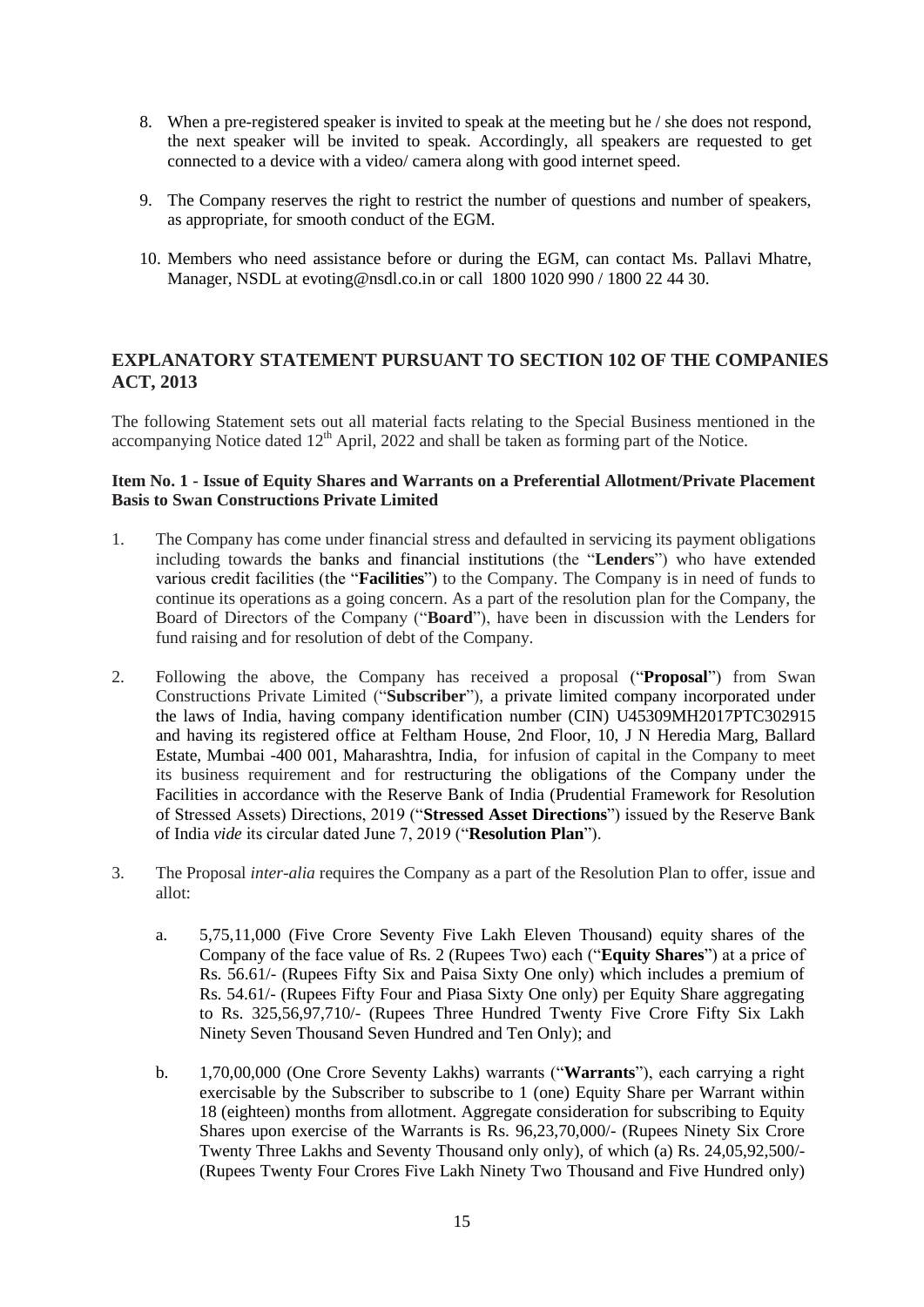8. When a pre-registered speaker is invited to speak at the meeting but he / she does not respond, the next speaker will be invited to speak. Accordingly, all speakers are requested to get connected to a device with a video/ camera along with good internet speed.

9. The Company reserves the right to restrict the number of questions and number of speakers, as appropriate, for smooth conduct of the EGM.

10. Members who need assistance before or during the EGM, can contact Ms. Pallavi Mhatre, Manager, NSDL at evoting@nsdl.co.in or call 1800 1020 990 / 1800 22 44 30.

## EXPLANATORY STATEMENT PURSUANT TO SECTION 102 OF THE COMPANIES ACT, 2013

The following Statement sets out all material facts relating to the Special Business mentioned in the accompanying Notice dated 12th April, 2022 and shall be taken as forming part of the Notice.

**Item No. 1 - Issue of Equity Shares and Warrants on a Preferential Allotment/Private Placement Basis to Swan Constructions Private Limited**

1. The Company has come under financial stress and defaulted in servicing its payment obligations including towards the banks and financial institutions (the "**Lenders**") who have extended various credit facilities (the "**Facilities**") to the Company. The Company is in need of funds to continue its operations as a going concern. As a part of the resolution plan for the Company, the Board of Directors of the Company ("**Board**"), have been in discussion with the Lenders for fund raising and for resolution of debt of the Company.

2. Following the above, the Company has received a proposal ("**Proposal**") from Swan Constructions Private Limited ("**Subscriber**"), a private limited company incorporated under the laws of India, having company identification number (CIN) U45309MH2017PTC302915 and having its registered office at Feltham House, 2nd Floor, 10, J N Heredia Marg, Ballard Estate, Mumbai -400 001, Maharashtra, India, for infusion of capital in the Company to meet its business requirement and for restructuring the obligations of the Company under the Facilities in accordance with the Reserve Bank of India (Prudential Framework for Resolution of Stressed Assets) Directions, 2019 ("**Stressed Asset Directions**") issued by the Reserve Bank of India *vide* its circular dated June 7, 2019 ("**Resolution Plan**").

3. The Proposal *inter-alia* requires the Company as a part of the Resolution Plan to offer, issue and allot:

   a. 5,75,11,000 (Five Crore Seventy Five Lakh Eleven Thousand) equity shares of the Company of the face value of Rs. 2 (Rupees Two) each ("**Equity Shares**") at a price of Rs. 56.61/- (Rupees Fifty Six and Paisa Sixty One only) which includes a premium of Rs. 54.61/- (Rupees Fifty Four and Piasa Sixty One only) per Equity Share aggregating to Rs. 325,56,97,710/- (Rupees Three Hundred Twenty Five Crore Fifty Six Lakh Ninety Seven Thousand Seven Hundred and Ten Only); and

   b. 1,70,00,000 (One Crore Seventy Lakhs) warrants ("**Warrants**"), each carrying a right exercisable by the Subscriber to subscribe to 1 (one) Equity Share per Warrant within 18 (eighteen) months from allotment. Aggregate consideration for subscribing to Equity Shares upon exercise of the Warrants is Rs. 96,23,70,000/- (Rupees Ninety Six Crore Twenty Three Lakhs and Seventy Thousand only only), of which (a) Rs. 24,05,92,500/- (Rupees Twenty Four Crores Five Lakh Ninety Two Thousand and Five Hundred only)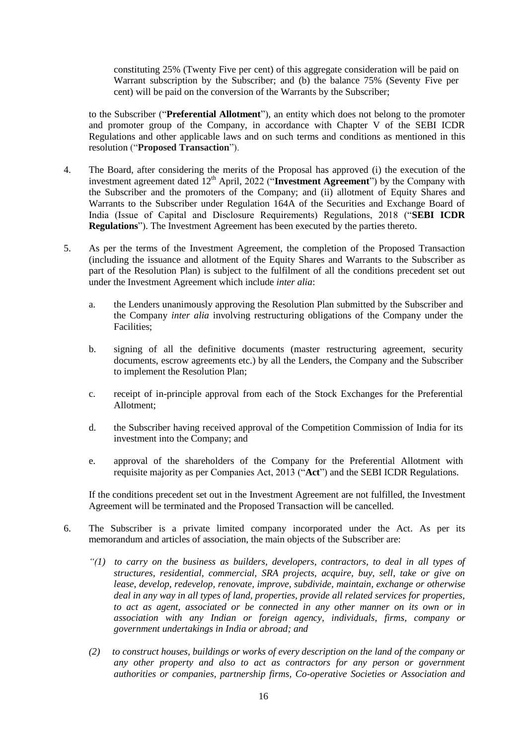constituting 25% (Twenty Five per cent) of this aggregate consideration will be paid on Warrant subscription by the Subscriber; and (b) the balance 75% (Seventy Five per cent) will be paid on the conversion of the Warrants by the Subscriber;

to the Subscriber ("**Preferential Allotment**"), an entity which does not belong to the promoter and promoter group of the Company, in accordance with Chapter V of the SEBI ICDR Regulations and other applicable laws and on such terms and conditions as mentioned in this resolution ("**Proposed Transaction**").

4. The Board, after considering the merits of the Proposal has approved (i) the execution of the investment agreement dated 12th April, 2022 ("**Investment Agreement**") by the Company with the Subscriber and the promoters of the Company; and (ii) allotment of Equity Shares and Warrants to the Subscriber under Regulation 164A of the Securities and Exchange Board of India (Issue of Capital and Disclosure Requirements) Regulations, 2018 ("**SEBI ICDR Regulations**"). The Investment Agreement has been executed by the parties thereto.

5. As per the terms of the Investment Agreement, the completion of the Proposed Transaction (including the issuance and allotment of the Equity Shares and Warrants to the Subscriber as part of the Resolution Plan) is subject to the fulfilment of all the conditions precedent set out under the Investment Agreement which include *inter alia*:

   a. the Lenders unanimously approving the Resolution Plan submitted by the Subscriber and the Company *inter alia* involving restructuring obligations of the Company under the Facilities;

   b. signing of all the definitive documents (master restructuring agreement, security documents, escrow agreements etc.) by all the Lenders, the Company and the Subscriber to implement the Resolution Plan;

   c. receipt of in-principle approval from each of the Stock Exchanges for the Preferential Allotment;

   d. the Subscriber having received approval of the Competition Commission of India for its investment into the Company; and

   e. approval of the shareholders of the Company for the Preferential Allotment with requisite majority as per Companies Act, 2013 ("**Act**") and the SEBI ICDR Regulations.

   If the conditions precedent set out in the Investment Agreement are not fulfilled, the Investment Agreement will be terminated and the Proposed Transaction will be cancelled.

6. The Subscriber is a private limited company incorporated under the Act. As per its memorandum and articles of association, the main objects of the Subscriber are:

   *"(1) to carry on the business as builders, developers, contractors, to deal in all types of structures, residential, commercial, SRA projects, acquire, buy, sell, take or give on lease, develop, redevelop, renovate, improve, subdivide, maintain, exchange or otherwise deal in any way in all types of land, properties, provide all related services for properties, to act as agent, associated or be connected in any other manner on its own or in association with any Indian or foreign agency, individuals, firms, company or government undertakings in India or abroad; and*

   *(2) to construct houses, buildings or works of every description on the land of the company or any other property and also to act as contractors for any person or government authorities or companies, partnership firms, Co-operative Societies or Association and*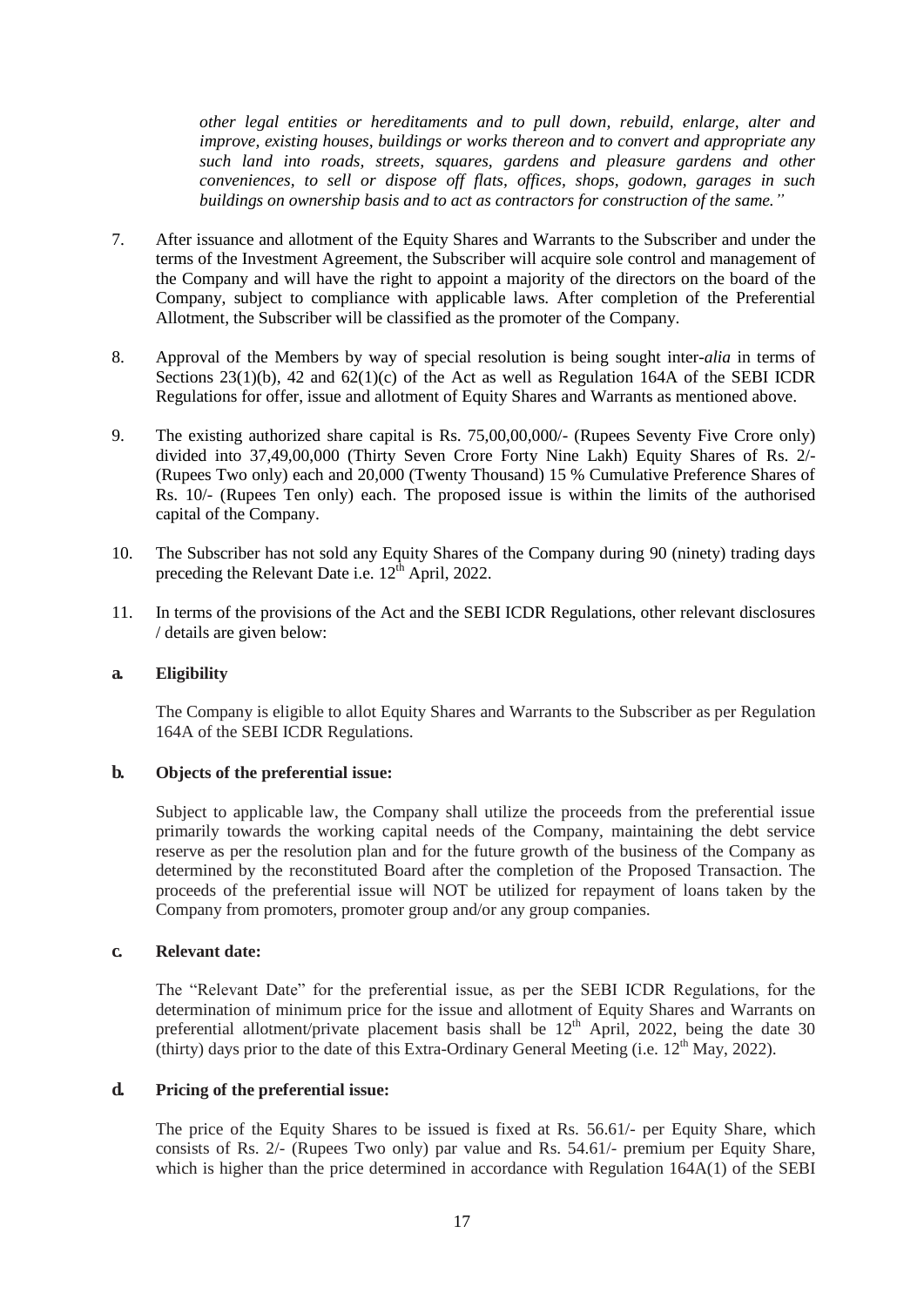*other legal entities or hereditaments and to pull down, rebuild, enlarge, alter and improve, existing houses, buildings or works thereon and to convert and appropriate any such land into roads, streets, squares, gardens and pleasure gardens and other conveniences, to sell or dispose off flats, offices, shops, godown, garages in such buildings on ownership basis and to act as contractors for construction of the same."*

7. After issuance and allotment of the Equity Shares and Warrants to the Subscriber and under the terms of the Investment Agreement, the Subscriber will acquire sole control and management of the Company and will have the right to appoint a majority of the directors on the board of the Company, subject to compliance with applicable laws. After completion of the Preferential Allotment, the Subscriber will be classified as the promoter of the Company.

8. Approval of the Members by way of special resolution is being sought inter-*alia* in terms of Sections 23(1)(b), 42 and 62(1)(c) of the Act as well as Regulation 164A of the SEBI ICDR Regulations for offer, issue and allotment of Equity Shares and Warrants as mentioned above.

9. The existing authorized share capital is Rs. 75,00,00,000/- (Rupees Seventy Five Crore only) divided into 37,49,00,000 (Thirty Seven Crore Forty Nine Lakh) Equity Shares of Rs. 2/- (Rupees Two only) each and 20,000 (Twenty Thousand) 15 % Cumulative Preference Shares of Rs. 10/- (Rupees Ten only) each. The proposed issue is within the limits of the authorised capital of the Company.

10. The Subscriber has not sold any Equity Shares of the Company during 90 (ninety) trading days preceding the Relevant Date i.e. 12th April, 2022.

11. In terms of the provisions of the Act and the SEBI ICDR Regulations, other relevant disclosures / details are given below:

**a. Eligibility**

The Company is eligible to allot Equity Shares and Warrants to the Subscriber as per Regulation 164A of the SEBI ICDR Regulations.

**b. Objects of the preferential issue:**

Subject to applicable law, the Company shall utilize the proceeds from the preferential issue primarily towards the working capital needs of the Company, maintaining the debt service reserve as per the resolution plan and for the future growth of the business of the Company as determined by the reconstituted Board after the completion of the Proposed Transaction. The proceeds of the preferential issue will NOT be utilized for repayment of loans taken by the Company from promoters, promoter group and/or any group companies.

**c. Relevant date:**

The "Relevant Date" for the preferential issue, as per the SEBI ICDR Regulations, for the determination of minimum price for the issue and allotment of Equity Shares and Warrants on preferential allotment/private placement basis shall be 12th April, 2022, being the date 30 (thirty) days prior to the date of this Extra-Ordinary General Meeting (i.e. 12th May, 2022).

**d. Pricing of the preferential issue:**

The price of the Equity Shares to be issued is fixed at Rs. 56.61/- per Equity Share, which consists of Rs. 2/- (Rupees Two only) par value and Rs. 54.61/- premium per Equity Share, which is higher than the price determined in accordance with Regulation 164A(1) of the SEBI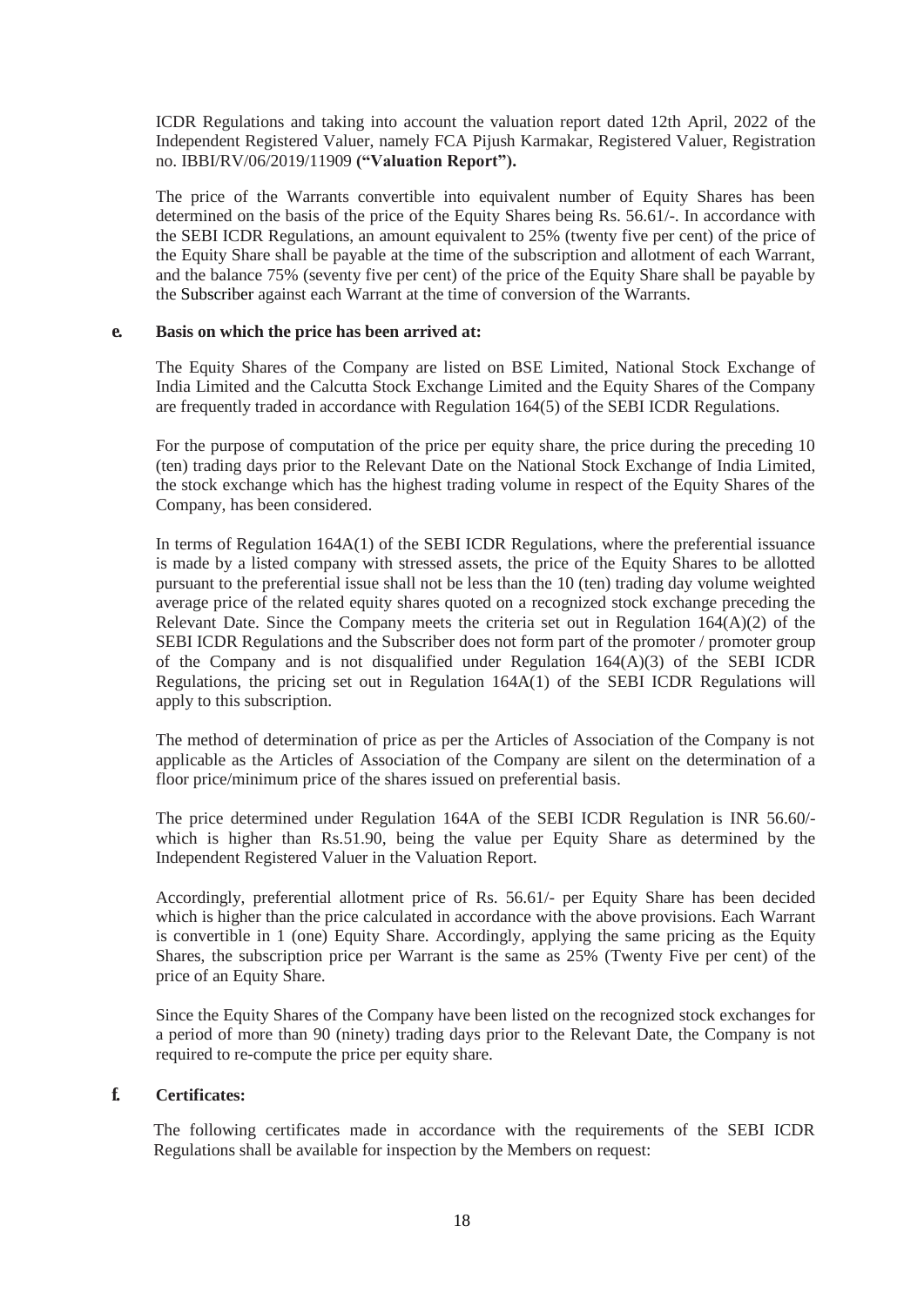ICDR Regulations and taking into account the valuation report dated 12th April, 2022 of the Independent Registered Valuer, namely FCA Pijush Karmakar, Registered Valuer, Registration no. IBBI/RV/06/2019/11909 **("Valuation Report").**

The price of the Warrants convertible into equivalent number of Equity Shares has been determined on the basis of the price of the Equity Shares being Rs. 56.61/-. In accordance with the SEBI ICDR Regulations, an amount equivalent to 25% (twenty five per cent) of the price of the Equity Share shall be payable at the time of the subscription and allotment of each Warrant, and the balance 75% (seventy five per cent) of the price of the Equity Share shall be payable by the Subscriber against each Warrant at the time of conversion of the Warrants.

**e. Basis on which the price has been arrived at:**

The Equity Shares of the Company are listed on BSE Limited, National Stock Exchange of India Limited and the Calcutta Stock Exchange Limited and the Equity Shares of the Company are frequently traded in accordance with Regulation 164(5) of the SEBI ICDR Regulations.

For the purpose of computation of the price per equity share, the price during the preceding 10 (ten) trading days prior to the Relevant Date on the National Stock Exchange of India Limited, the stock exchange which has the highest trading volume in respect of the Equity Shares of the Company, has been considered.

In terms of Regulation 164A(1) of the SEBI ICDR Regulations, where the preferential issuance is made by a listed company with stressed assets, the price of the Equity Shares to be allotted pursuant to the preferential issue shall not be less than the 10 (ten) trading day volume weighted average price of the related equity shares quoted on a recognized stock exchange preceding the Relevant Date. Since the Company meets the criteria set out in Regulation 164(A)(2) of the SEBI ICDR Regulations and the Subscriber does not form part of the promoter / promoter group of the Company and is not disqualified under Regulation 164(A)(3) of the SEBI ICDR Regulations, the pricing set out in Regulation 164A(1) of the SEBI ICDR Regulations will apply to this subscription.

The method of determination of price as per the Articles of Association of the Company is not applicable as the Articles of Association of the Company are silent on the determination of a floor price/minimum price of the shares issued on preferential basis.

The price determined under Regulation 164A of the SEBI ICDR Regulation is INR 56.60/- which is higher than Rs.51.90, being the value per Equity Share as determined by the Independent Registered Valuer in the Valuation Report.

Accordingly, preferential allotment price of Rs. 56.61/- per Equity Share has been decided which is higher than the price calculated in accordance with the above provisions. Each Warrant is convertible in 1 (one) Equity Share. Accordingly, applying the same pricing as the Equity Shares, the subscription price per Warrant is the same as 25% (Twenty Five per cent) of the price of an Equity Share.

Since the Equity Shares of the Company have been listed on the recognized stock exchanges for a period of more than 90 (ninety) trading days prior to the Relevant Date, the Company is not required to re-compute the price per equity share.

**f. Certificates:**

The following certificates made in accordance with the requirements of the SEBI ICDR Regulations shall be available for inspection by the Members on request: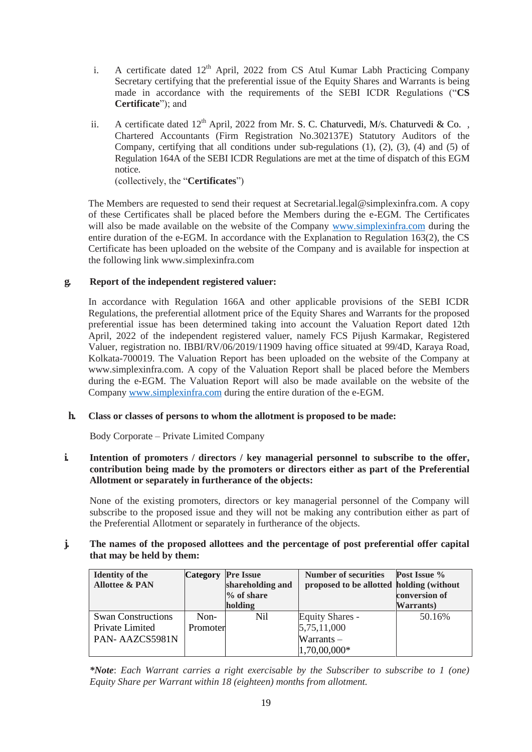i. A certificate dated 12th April, 2022 from CS Atul Kumar Labh Practicing Company Secretary certifying that the preferential issue of the Equity Shares and Warrants is being made in accordance with the requirements of the SEBI ICDR Regulations ("**CS Certificate**"); and

ii. A certificate dated 12th April, 2022 from Mr. S. C. Chaturvedi, M/s. Chaturvedi & Co. , Chartered Accountants (Firm Registration No.302137E) Statutory Auditors of the Company, certifying that all conditions under sub-regulations (1), (2), (3), (4) and (5) of Regulation 164A of the SEBI ICDR Regulations are met at the time of dispatch of this EGM notice.
(collectively, the "**Certificates**")

The Members are requested to send their request at Secretarial.legal@simplexinfra.com. A copy of these Certificates shall be placed before the Members during the e-EGM. The Certificates will also be made available on the website of the Company www.simplexinfra.com during the entire duration of the e-EGM. In accordance with the Explanation to Regulation 163(2), the CS Certificate has been uploaded on the website of the Company and is available for inspection at the following link www.simplexinfra.com

**g. Report of the independent registered valuer:**

In accordance with Regulation 166A and other applicable provisions of the SEBI ICDR Regulations, the preferential allotment price of the Equity Shares and Warrants for the proposed preferential issue has been determined taking into account the Valuation Report dated 12th April, 2022 of the independent registered valuer, namely FCS Pijush Karmakar, Registered Valuer, registration no. IBBI/RV/06/2019/11909 having office situated at 99/4D, Karaya Road, Kolkata-700019. The Valuation Report has been uploaded on the website of the Company at www.simplexinfra.com. A copy of the Valuation Report shall be placed before the Members during the e-EGM. The Valuation Report will also be made available on the website of the Company www.simplexinfra.com during the entire duration of the e-EGM.

**h. Class or classes of persons to whom the allotment is proposed to be made:**

Body Corporate – Private Limited Company

**i. Intention of promoters / directors / key managerial personnel to subscribe to the offer, contribution being made by the promoters or directors either as part of the Preferential Allotment or separately in furtherance of the objects:**

None of the existing promoters, directors or key managerial personnel of the Company will subscribe to the proposed issue and they will not be making any contribution either as part of the Preferential Allotment or separately in furtherance of the objects.

**j. The names of the proposed allottees and the percentage of post preferential offer capital that may be held by them:**

| Identity of the Allottee & PAN | Category | Pre Issue shareholding and % of share holding | Number of securities proposed to be allotted | Post Issue % holding (without conversion of Warrants) |
|---|---|---|---|---|
| Swan Constructions Private Limited PAN- AAZCS5981N | Non-Promoter | Nil | Equity Shares - 5,75,11,000 Warrants – 1,70,00,000* | 50.16% |

***Note**: Each Warrant carries a right exercisable by the Subscriber to subscribe to 1 (one) Equity Share per Warrant within 18 (eighteen) months from allotment.*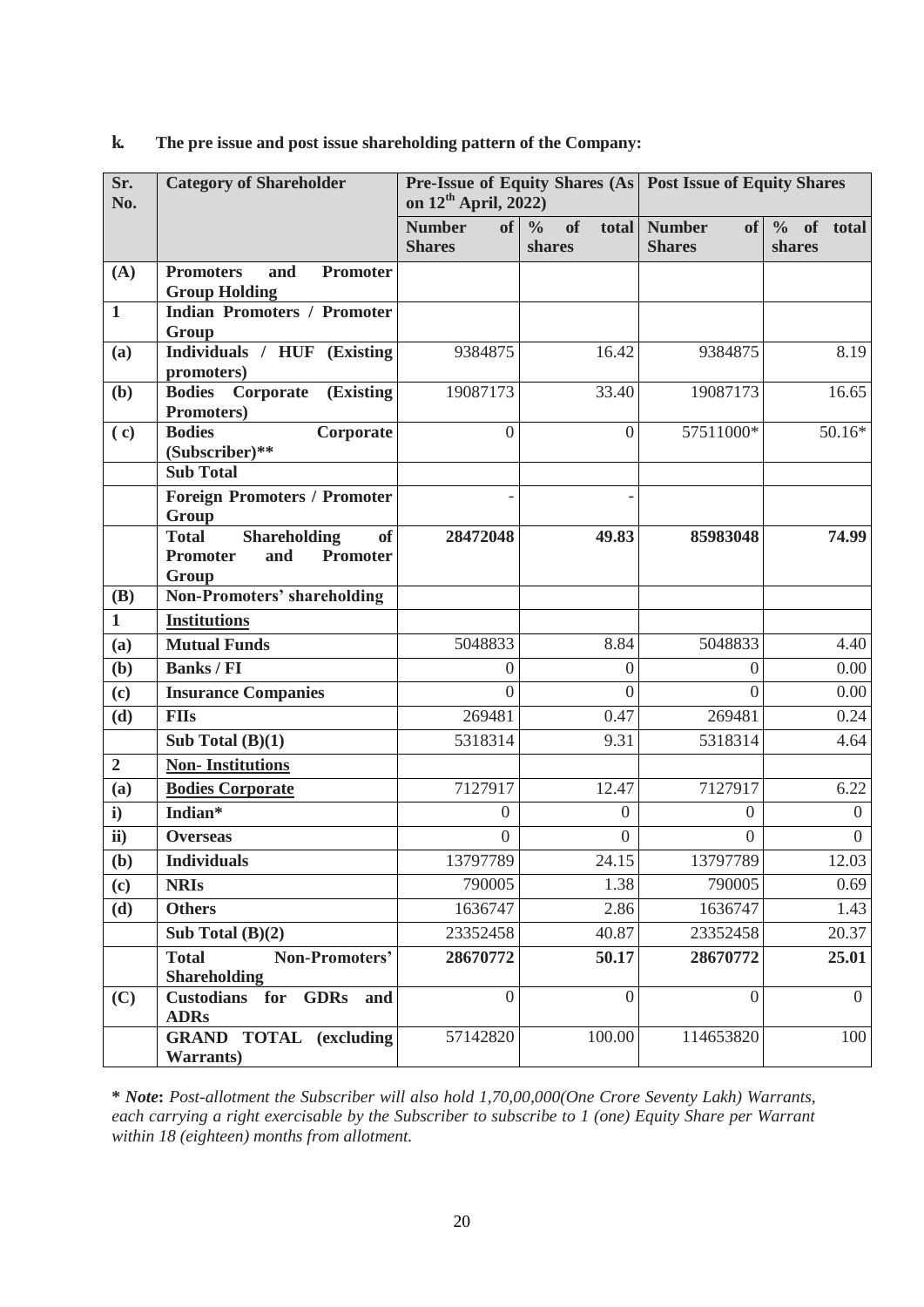**k. The pre issue and post issue shareholding pattern of the Company:**

| Sr. No. | Category of Shareholder | Pre-Issue of Equity Shares (As on 12th April, 2022) | | Post Issue of Equity Shares | |
|---|---|---|---|---|---|
| | | **Number of Shares** | **% of total shares** | **Number of Shares** | **% of total shares** |
| **(A)** | **Promoters and Promoter Group Holding** | | | | |
| **1** | **Indian Promoters / Promoter Group** | | | | |
| **(a)** | **Individuals / HUF (Existing promoters)** | 9384875 | 16.42 | 9384875 | 8.19 |
| **(b)** | **Bodies Corporate (Existing Promoters)** | 19087173 | 33.40 | 19087173 | 16.65 |
| **( c)** | **Bodies Corporate (Subscriber)**** | 0 | 0 | 57511000* | 50.16* |
| | **Sub Total** | | | | |
| | **Foreign Promoters / Promoter Group** | - | - | | |
| | **Total Shareholding of Promoter and Promoter Group** | **28472048** | **49.83** | **85983048** | **74.99** |
| **(B)** | **Non-Promoters' shareholding** | | | | |
| **1** | **Institutions** | | | | |
| **(a)** | **Mutual Funds** | 5048833 | 8.84 | 5048833 | 4.40 |
| **(b)** | **Banks / FI** | 0 | 0 | 0 | 0.00 |
| **(c)** | **Insurance Companies** | 0 | 0 | 0 | 0.00 |
| **(d)** | **FIIs** | 269481 | 0.47 | 269481 | 0.24 |
| | **Sub Total (B)(1)** | 5318314 | 9.31 | 5318314 | 4.64 |
| **2** | **Non- Institutions** | | | | |
| **(a)** | **Bodies Corporate** | 7127917 | 12.47 | 7127917 | 6.22 |
| **i)** | **Indian*** | 0 | 0 | 0 | 0 |
| **ii)** | **Overseas** | 0 | 0 | 0 | 0 |
| **(b)** | **Individuals** | 13797789 | 24.15 | 13797789 | 12.03 |
| **(c)** | **NRIs** | 790005 | 1.38 | 790005 | 0.69 |
| **(d)** | **Others** | 1636747 | 2.86 | 1636747 | 1.43 |
| | **Sub Total (B)(2)** | 23352458 | 40.87 | 23352458 | 20.37 |
| | **Total Non-Promoters' Shareholding** | **28670772** | **50.17** | **28670772** | **25.01** |
| **(C)** | **Custodians for GDRs and ADRs** | 0 | 0 | 0 | 0 |
| | **GRAND TOTAL (excluding Warrants)** | 57142820 | 100.00 | 114653820 | 100 |

**\* *Note*:** *Post-allotment the Subscriber will also hold 1,70,00,000(One Crore Seventy Lakh) Warrants, each carrying a right exercisable by the Subscriber to subscribe to 1 (one) Equity Share per Warrant within 18 (eighteen) months from allotment.*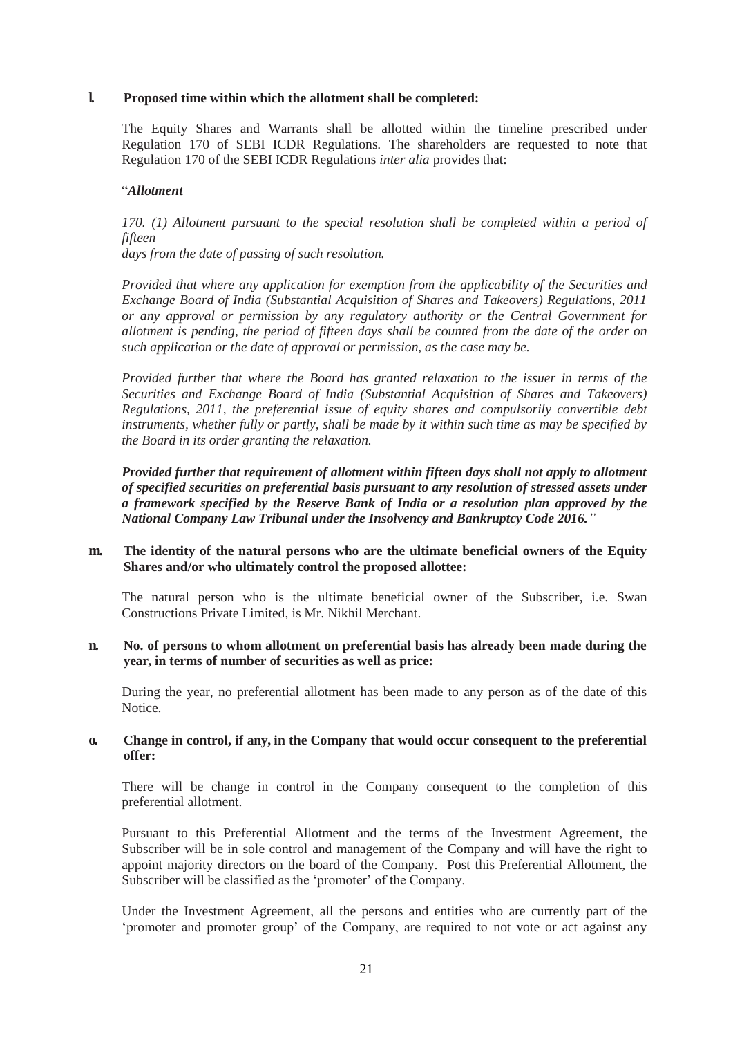**l. Proposed time within which the allotment shall be completed:**

The Equity Shares and Warrants shall be allotted within the timeline prescribed under Regulation 170 of SEBI ICDR Regulations. The shareholders are requested to note that Regulation 170 of the SEBI ICDR Regulations *inter alia* provides that:

"***Allotment***

*170. (1) Allotment pursuant to the special resolution shall be completed within a period of fifteen days from the date of passing of such resolution.*

*Provided that where any application for exemption from the applicability of the Securities and Exchange Board of India (Substantial Acquisition of Shares and Takeovers) Regulations, 2011 or any approval or permission by any regulatory authority or the Central Government for allotment is pending, the period of fifteen days shall be counted from the date of the order on such application or the date of approval or permission, as the case may be.*

*Provided further that where the Board has granted relaxation to the issuer in terms of the Securities and Exchange Board of India (Substantial Acquisition of Shares and Takeovers) Regulations, 2011, the preferential issue of equity shares and compulsorily convertible debt instruments, whether fully or partly, shall be made by it within such time as may be specified by the Board in its order granting the relaxation.*

***Provided further that requirement of allotment within fifteen days shall not apply to allotment of specified securities on preferential basis pursuant to any resolution of stressed assets under a framework specified by the Reserve Bank of India or a resolution plan approved by the National Company Law Tribunal under the Insolvency and Bankruptcy Code 2016.***"

**m. The identity of the natural persons who are the ultimate beneficial owners of the Equity Shares and/or who ultimately control the proposed allottee:**

The natural person who is the ultimate beneficial owner of the Subscriber, i.e. Swan Constructions Private Limited, is Mr. Nikhil Merchant.

**n. No. of persons to whom allotment on preferential basis has already been made during the year, in terms of number of securities as well as price:**

During the year, no preferential allotment has been made to any person as of the date of this Notice.

**o. Change in control, if any, in the Company that would occur consequent to the preferential offer:**

There will be change in control in the Company consequent to the completion of this preferential allotment.

Pursuant to this Preferential Allotment and the terms of the Investment Agreement, the Subscriber will be in sole control and management of the Company and will have the right to appoint majority directors on the board of the Company. Post this Preferential Allotment, the Subscriber will be classified as the 'promoter' of the Company.

Under the Investment Agreement, all the persons and entities who are currently part of the 'promoter and promoter group' of the Company, are required to not vote or act against any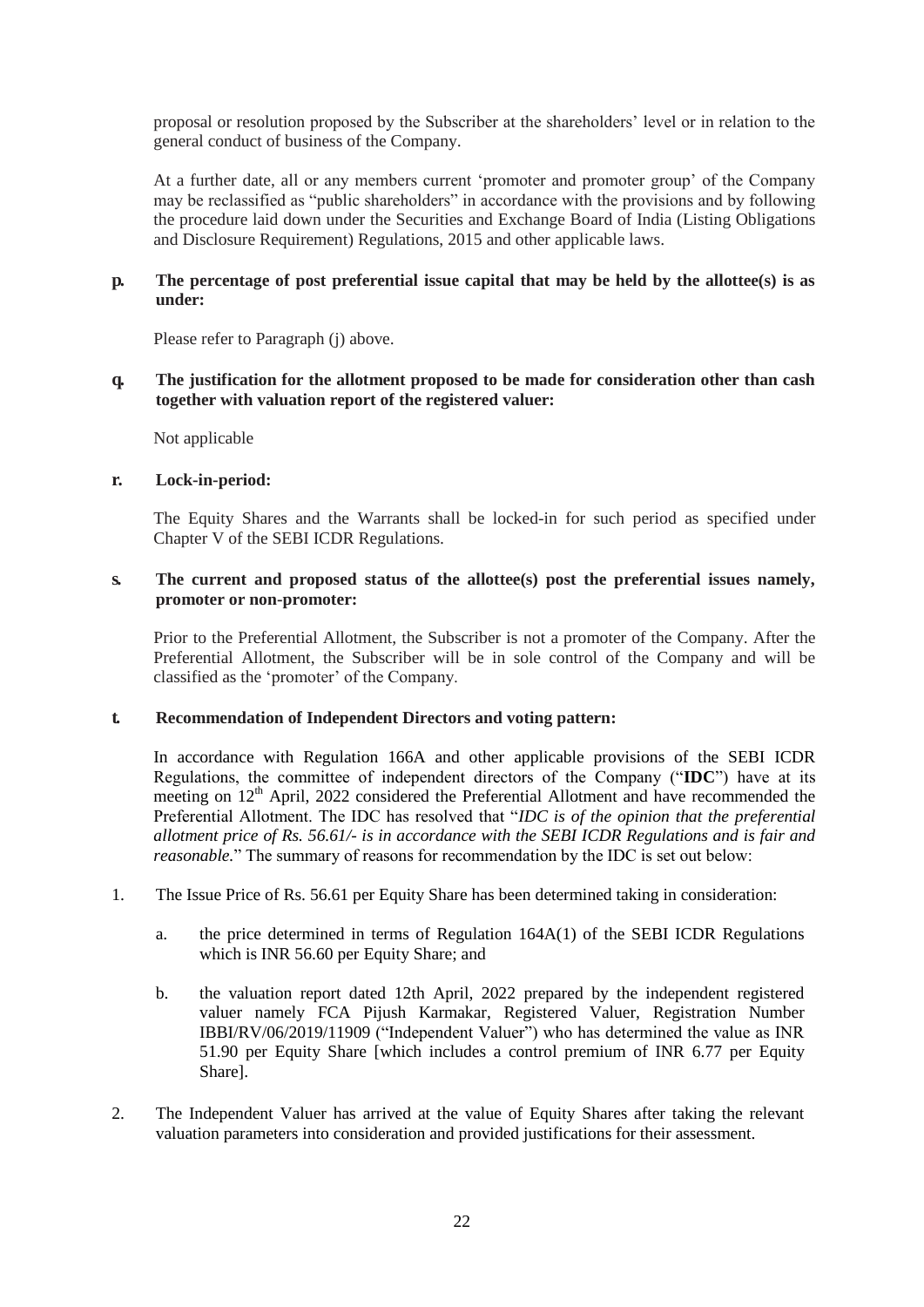proposal or resolution proposed by the Subscriber at the shareholders' level or in relation to the general conduct of business of the Company.

At a further date, all or any members current 'promoter and promoter group' of the Company may be reclassified as "public shareholders" in accordance with the provisions and by following the procedure laid down under the Securities and Exchange Board of India (Listing Obligations and Disclosure Requirement) Regulations, 2015 and other applicable laws.

**p. The percentage of post preferential issue capital that may be held by the allottee(s) is as under:**

Please refer to Paragraph (j) above.

**q. The justification for the allotment proposed to be made for consideration other than cash together with valuation report of the registered valuer:**

Not applicable

**r. Lock-in-period:**

The Equity Shares and the Warrants shall be locked-in for such period as specified under Chapter V of the SEBI ICDR Regulations.

**s. The current and proposed status of the allottee(s) post the preferential issues namely, promoter or non-promoter:**

Prior to the Preferential Allotment, the Subscriber is not a promoter of the Company. After the Preferential Allotment, the Subscriber will be in sole control of the Company and will be classified as the 'promoter' of the Company.

**t. Recommendation of Independent Directors and voting pattern:**

In accordance with Regulation 166A and other applicable provisions of the SEBI ICDR Regulations, the committee of independent directors of the Company ("**IDC**") have at its meeting on 12th April, 2022 considered the Preferential Allotment and have recommended the Preferential Allotment. The IDC has resolved that "*IDC is of the opinion that the preferential allotment price of Rs. 56.61/- is in accordance with the SEBI ICDR Regulations and is fair and reasonable.*" The summary of reasons for recommendation by the IDC is set out below:

1. The Issue Price of Rs. 56.61 per Equity Share has been determined taking in consideration:

    a. the price determined in terms of Regulation 164A(1) of the SEBI ICDR Regulations which is INR 56.60 per Equity Share; and

    b. the valuation report dated 12th April, 2022 prepared by the independent registered valuer namely FCA Pijush Karmakar, Registered Valuer, Registration Number IBBI/RV/06/2019/11909 ("Independent Valuer") who has determined the value as INR 51.90 per Equity Share [which includes a control premium of INR 6.77 per Equity Share].

2. The Independent Valuer has arrived at the value of Equity Shares after taking the relevant valuation parameters into consideration and provided justifications for their assessment.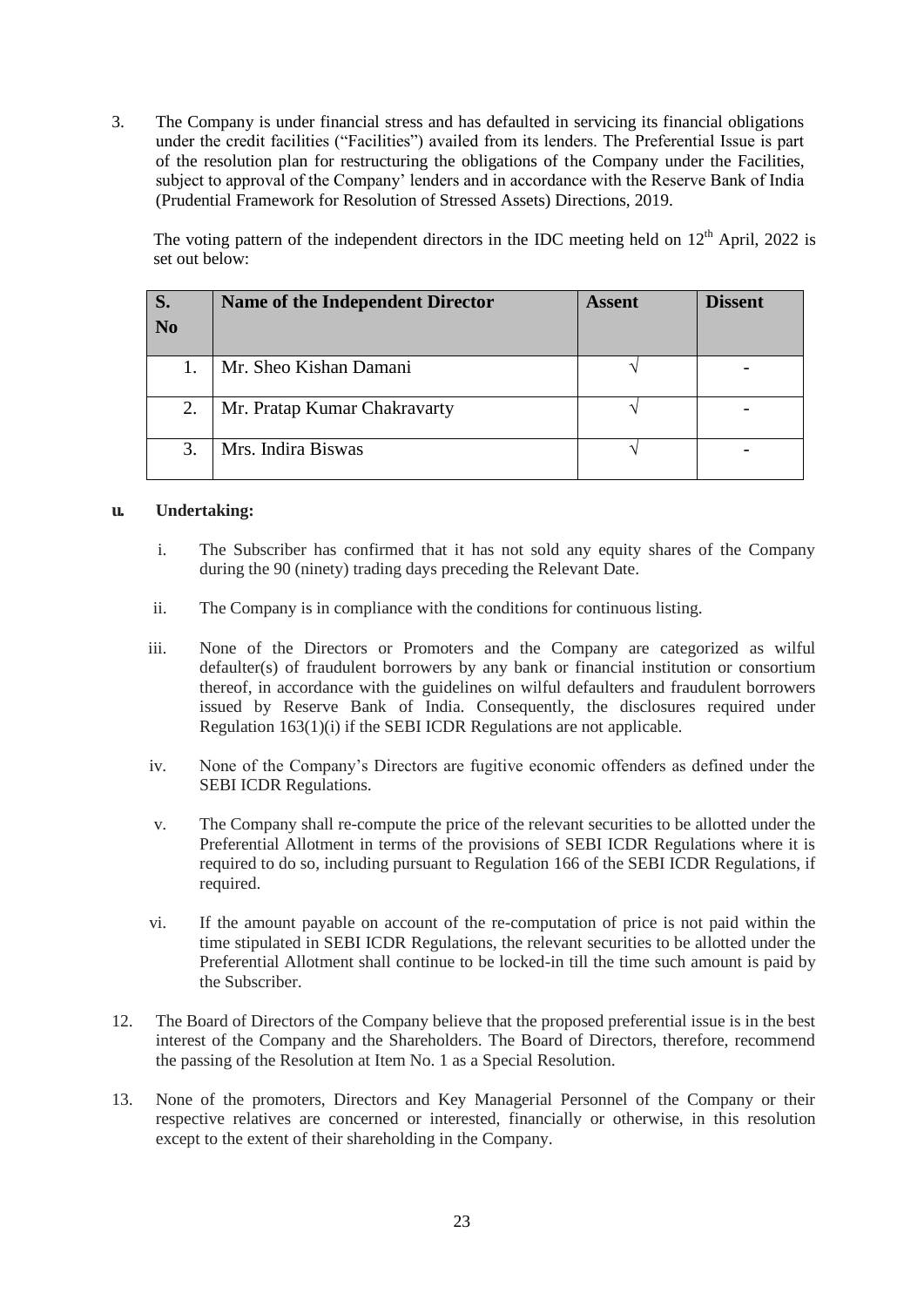3. The Company is under financial stress and has defaulted in servicing its financial obligations under the credit facilities ("Facilities") availed from its lenders. The Preferential Issue is part of the resolution plan for restructuring the obligations of the Company under the Facilities, subject to approval of the Company' lenders and in accordance with the Reserve Bank of India (Prudential Framework for Resolution of Stressed Assets) Directions, 2019.

   The voting pattern of the independent directors in the IDC meeting held on 12th April, 2022 is set out below:

| S. No | Name of the Independent Director | Assent | Dissent |
|---|---|---|---|
| 1. | Mr. Sheo Kishan Damani | √ | - |
| 2. | Mr. Pratap Kumar Chakravarty | √ | - |
| 3. | Mrs. Indira Biswas | √ | - |

**u. Undertaking:**

i. The Subscriber has confirmed that it has not sold any equity shares of the Company during the 90 (ninety) trading days preceding the Relevant Date.

ii. The Company is in compliance with the conditions for continuous listing.

iii. None of the Directors or Promoters and the Company are categorized as wilful defaulter(s) of fraudulent borrowers by any bank or financial institution or consortium thereof, in accordance with the guidelines on wilful defaulters and fraudulent borrowers issued by Reserve Bank of India. Consequently, the disclosures required under Regulation 163(1)(i) if the SEBI ICDR Regulations are not applicable.

iv. None of the Company's Directors are fugitive economic offenders as defined under the SEBI ICDR Regulations.

v. The Company shall re-compute the price of the relevant securities to be allotted under the Preferential Allotment in terms of the provisions of SEBI ICDR Regulations where it is required to do so, including pursuant to Regulation 166 of the SEBI ICDR Regulations, if required.

vi. If the amount payable on account of the re-computation of price is not paid within the time stipulated in SEBI ICDR Regulations, the relevant securities to be allotted under the Preferential Allotment shall continue to be locked-in till the time such amount is paid by the Subscriber.

12. The Board of Directors of the Company believe that the proposed preferential issue is in the best interest of the Company and the Shareholders. The Board of Directors, therefore, recommend the passing of the Resolution at Item No. 1 as a Special Resolution.

13. None of the promoters, Directors and Key Managerial Personnel of the Company or their respective relatives are concerned or interested, financially or otherwise, in this resolution except to the extent of their shareholding in the Company.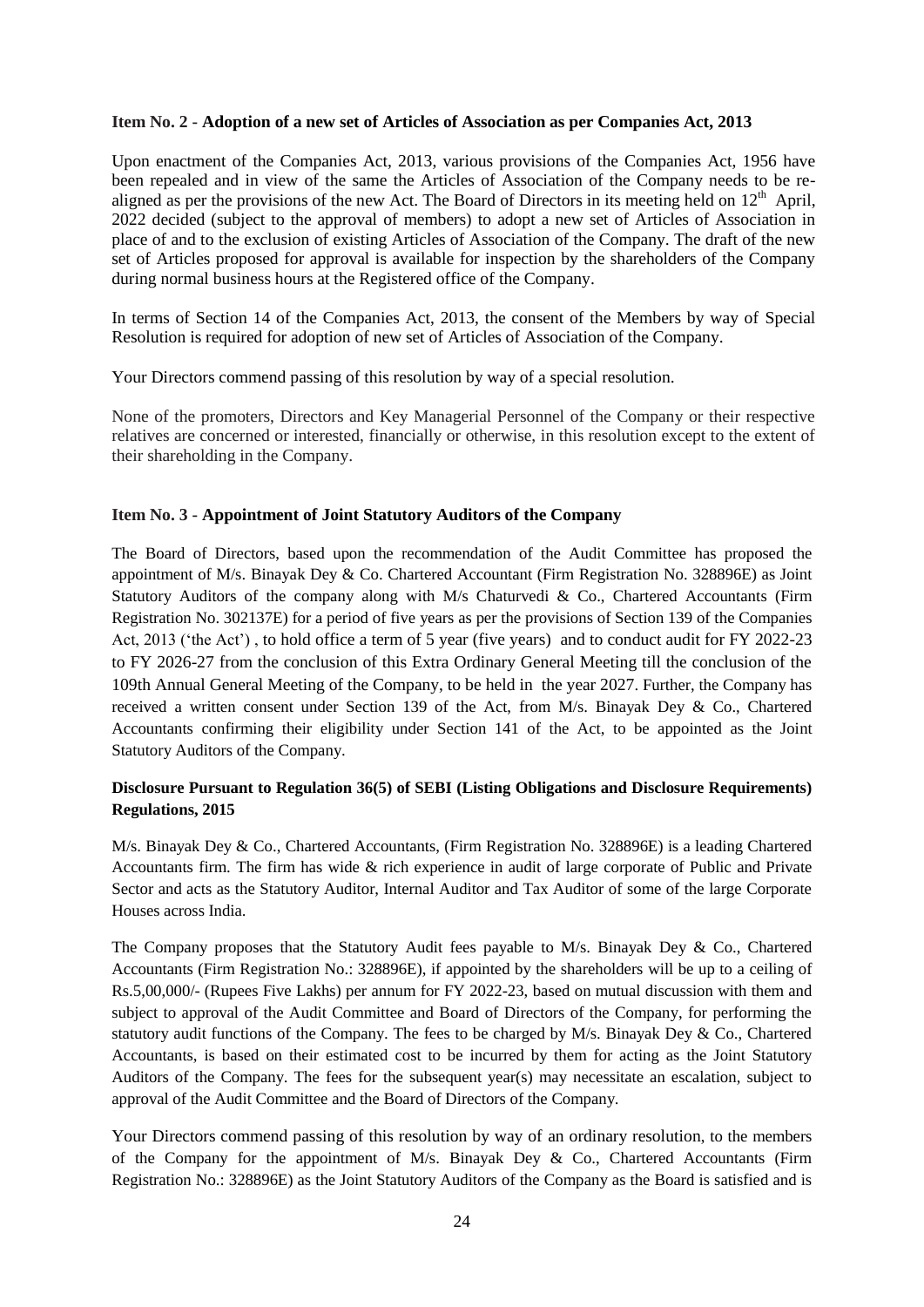**Item No. 2 - Adoption of a new set of Articles of Association as per Companies Act, 2013**

Upon enactment of the Companies Act, 2013, various provisions of the Companies Act, 1956 have been repealed and in view of the same the Articles of Association of the Company needs to be re-aligned as per the provisions of the new Act. The Board of Directors in its meeting held on 12th April, 2022 decided (subject to the approval of members) to adopt a new set of Articles of Association in place of and to the exclusion of existing Articles of Association of the Company. The draft of the new set of Articles proposed for approval is available for inspection by the shareholders of the Company during normal business hours at the Registered office of the Company.

In terms of Section 14 of the Companies Act, 2013, the consent of the Members by way of Special Resolution is required for adoption of new set of Articles of Association of the Company.

Your Directors commend passing of this resolution by way of a special resolution.

None of the promoters, Directors and Key Managerial Personnel of the Company or their respective relatives are concerned or interested, financially or otherwise, in this resolution except to the extent of their shareholding in the Company.

**Item No. 3 - Appointment of Joint Statutory Auditors of the Company**

The Board of Directors, based upon the recommendation of the Audit Committee has proposed the appointment of M/s. Binayak Dey & Co. Chartered Accountant (Firm Registration No. 328896E) as Joint Statutory Auditors of the company along with M/s Chaturvedi & Co., Chartered Accountants (Firm Registration No. 302137E) for a period of five years as per the provisions of Section 139 of the Companies Act, 2013 ('the Act') , to hold office a term of 5 year (five years) and to conduct audit for FY 2022-23 to FY 2026-27 from the conclusion of this Extra Ordinary General Meeting till the conclusion of the 109th Annual General Meeting of the Company, to be held in the year 2027. Further, the Company has received a written consent under Section 139 of the Act, from M/s. Binayak Dey & Co., Chartered Accountants confirming their eligibility under Section 141 of the Act, to be appointed as the Joint Statutory Auditors of the Company.

**Disclosure Pursuant to Regulation 36(5) of SEBI (Listing Obligations and Disclosure Requirements) Regulations, 2015**

M/s. Binayak Dey & Co., Chartered Accountants, (Firm Registration No. 328896E) is a leading Chartered Accountants firm. The firm has wide & rich experience in audit of large corporate of Public and Private Sector and acts as the Statutory Auditor, Internal Auditor and Tax Auditor of some of the large Corporate Houses across India.

The Company proposes that the Statutory Audit fees payable to M/s. Binayak Dey & Co., Chartered Accountants (Firm Registration No.: 328896E), if appointed by the shareholders will be up to a ceiling of Rs.5,00,000/- (Rupees Five Lakhs) per annum for FY 2022-23, based on mutual discussion with them and subject to approval of the Audit Committee and Board of Directors of the Company, for performing the statutory audit functions of the Company. The fees to be charged by M/s. Binayak Dey & Co., Chartered Accountants, is based on their estimated cost to be incurred by them for acting as the Joint Statutory Auditors of the Company. The fees for the subsequent year(s) may necessitate an escalation, subject to approval of the Audit Committee and the Board of Directors of the Company.

Your Directors commend passing of this resolution by way of an ordinary resolution, to the members of the Company for the appointment of M/s. Binayak Dey & Co., Chartered Accountants (Firm Registration No.: 328896E) as the Joint Statutory Auditors of the Company as the Board is satisfied and is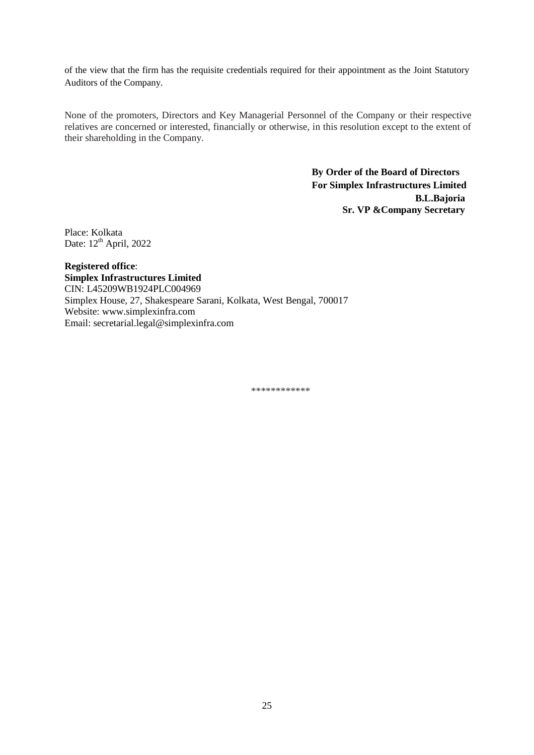of the view that the firm has the requisite credentials required for their appointment as the Joint Statutory Auditors of the Company.

None of the promoters, Directors and Key Managerial Personnel of the Company or their respective relatives are concerned or interested, financially or otherwise, in this resolution except to the extent of their shareholding in the Company.

**By Order of the Board of Directors**
**For Simplex Infrastructures Limited**
**B.L.Bajoria**
**Sr. VP &Company Secretary**

Place: Kolkata
Date: 12th April, 2022

**Registered office**:
**Simplex Infrastructures Limited**
CIN: L45209WB1924PLC004969
Simplex House, 27, Shakespeare Sarani, Kolkata, West Bengal, 700017
Website: www.simplexinfra.com
Email: secretarial.legal@simplexinfra.com

************